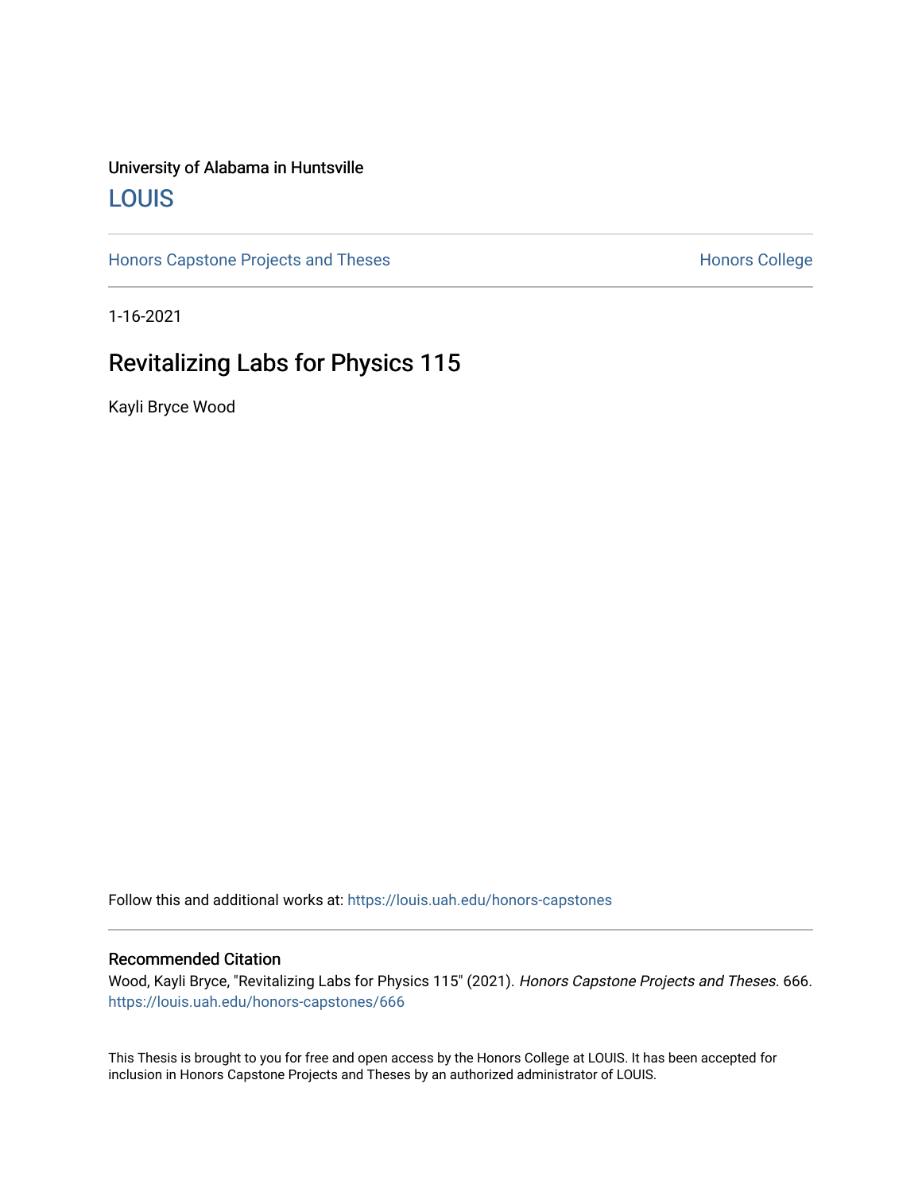University of Alabama in Huntsville

## LOUIS

Honors Capstone Projects and Theses | Honors College

1-16-2021

# Revitalizing Labs for Physics 115

Kayli Bryce Wood

Follow this and additional works at: https://louis.uah.edu/honors-capstones

### Recommended Citation

Wood, Kayli Bryce, "Revitalizing Labs for Physics 115" (2021). *Honors Capstone Projects and Theses*. 666.
https://louis.uah.edu/honors-capstones/666

This Thesis is brought to you for free and open access by the Honors College at LOUIS. It has been accepted for inclusion in Honors Capstone Projects and Theses by an authorized administrator of LOUIS.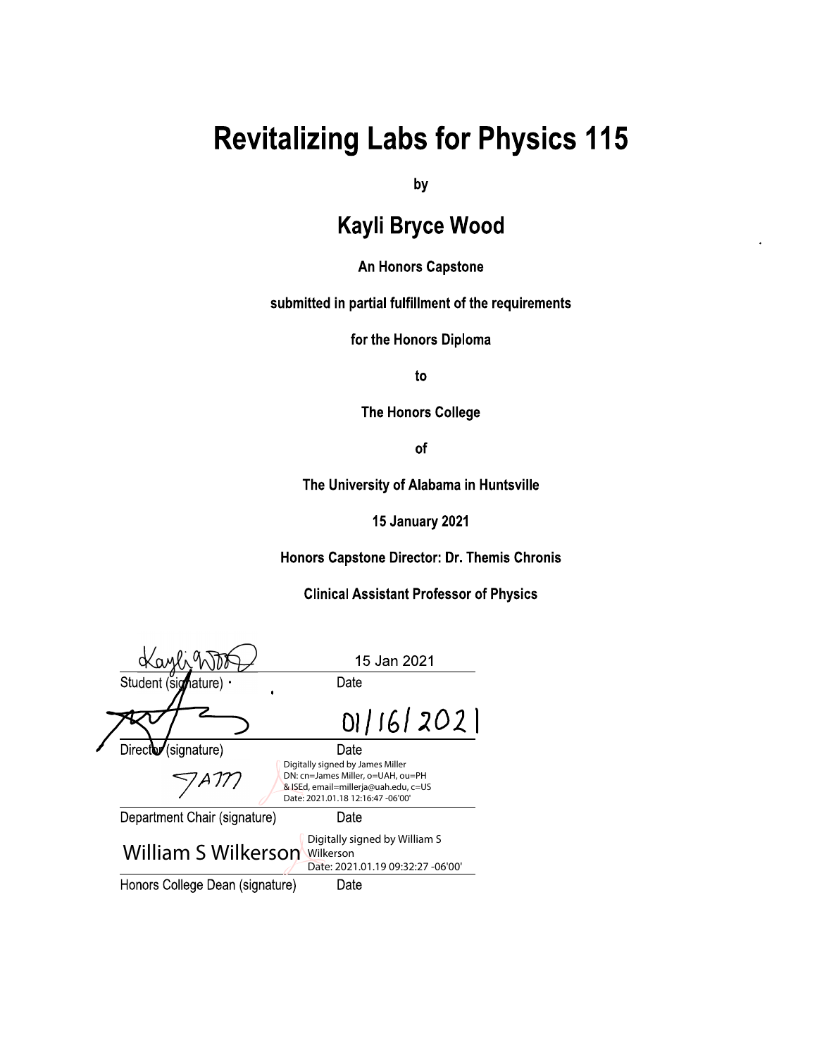# Revitalizing Labs for Physics 115

by

## Kayli Bryce Wood

**An Honors Capstone**

**submitted in partial fulfillment of the requirements**

**for the Honors Diploma**

**to**

**The Honors College**

**of**

**The University of Alabama in Huntsville**

**15 January 2021**

**Honors Capstone Director: Dr. Themis Chronis**

**Clinical Assistant Professor of Physics**

| | |
|---|---|
| Kayli Wood | 15 Jan 2021 |
| Student (signature) | Date |
| | 01/16/2021 |
| Director (signature) | Date |
| JAM | Digitally signed by James Miller DN: cn=James Miller, o=UAH, ou=PH & ISEd, email=millerja@uah.edu, c=US Date: 2021.01.18 12:16:47 -06'00' |
| Department Chair (signature) | Date |
| William S Wilkerson | Digitally signed by William S Wilkerson Date: 2021.01.19 09:32:27 -06'00' |
| Honors College Dean (signature) | Date |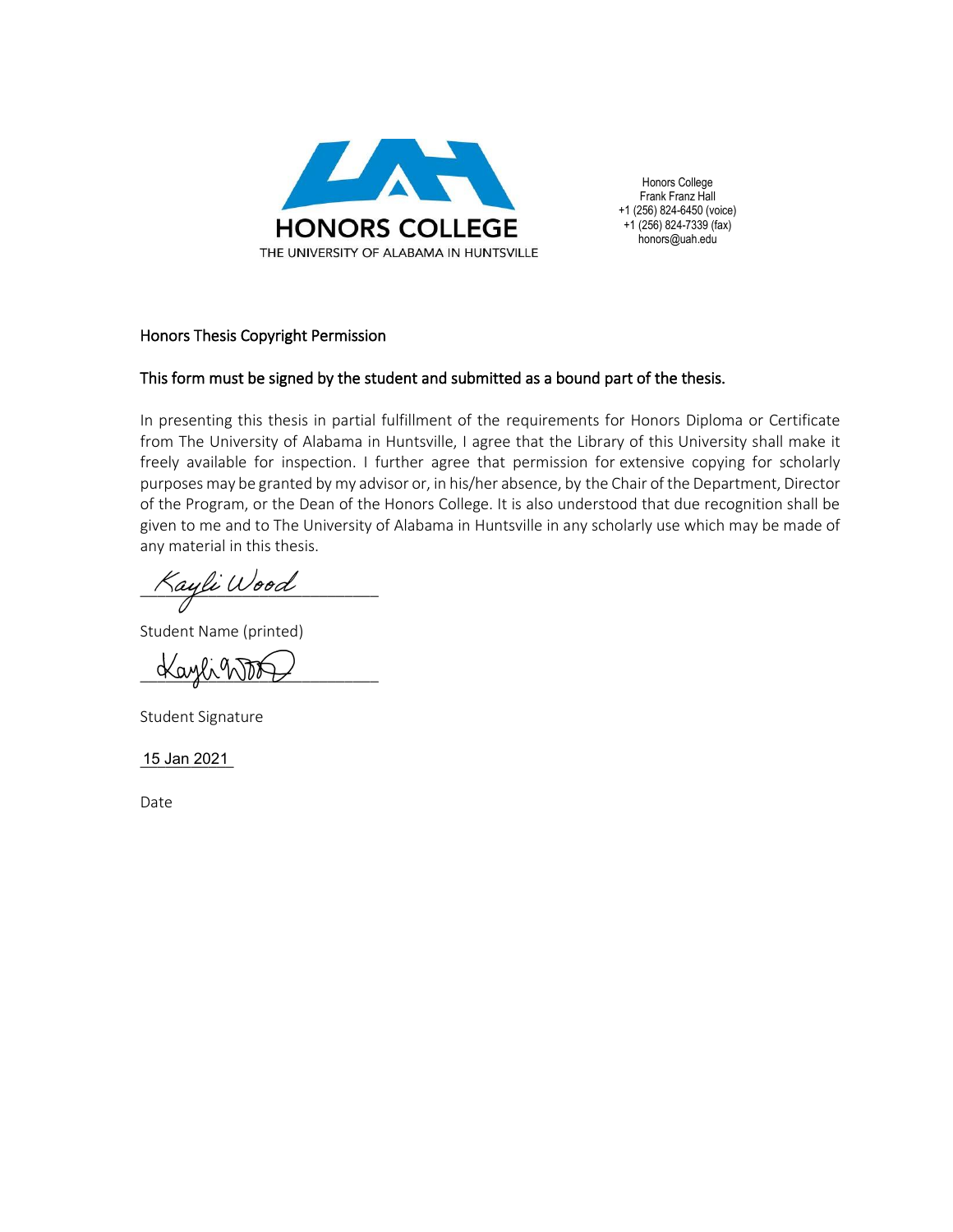**HONORS COLLEGE**
THE UNIVERSITY OF ALABAMA IN HUNTSVILLE

Honors College
Frank Franz Hall
+1 (256) 824-6450 (voice)
+1 (256) 824-7339 (fax)
honors@uah.edu

Honors Thesis Copyright Permission

This form must be signed by the student and submitted as a bound part of the thesis.

In presenting this thesis in partial fulfillment of the requirements for Honors Diploma or Certificate from The University of Alabama in Huntsville, I agree that the Library of this University shall make it freely available for inspection. I further agree that permission for extensive copying for scholarly purposes may be granted by my advisor or, in his/her absence, by the Chair of the Department, Director of the Program, or the Dean of the Honors College. It is also understood that due recognition shall be given to me and to The University of Alabama in Huntsville in any scholarly use which may be made of any material in this thesis.

Kayli Wood

Student Name (printed)

Kayli Wood

Student Signature

15 Jan 2021

Date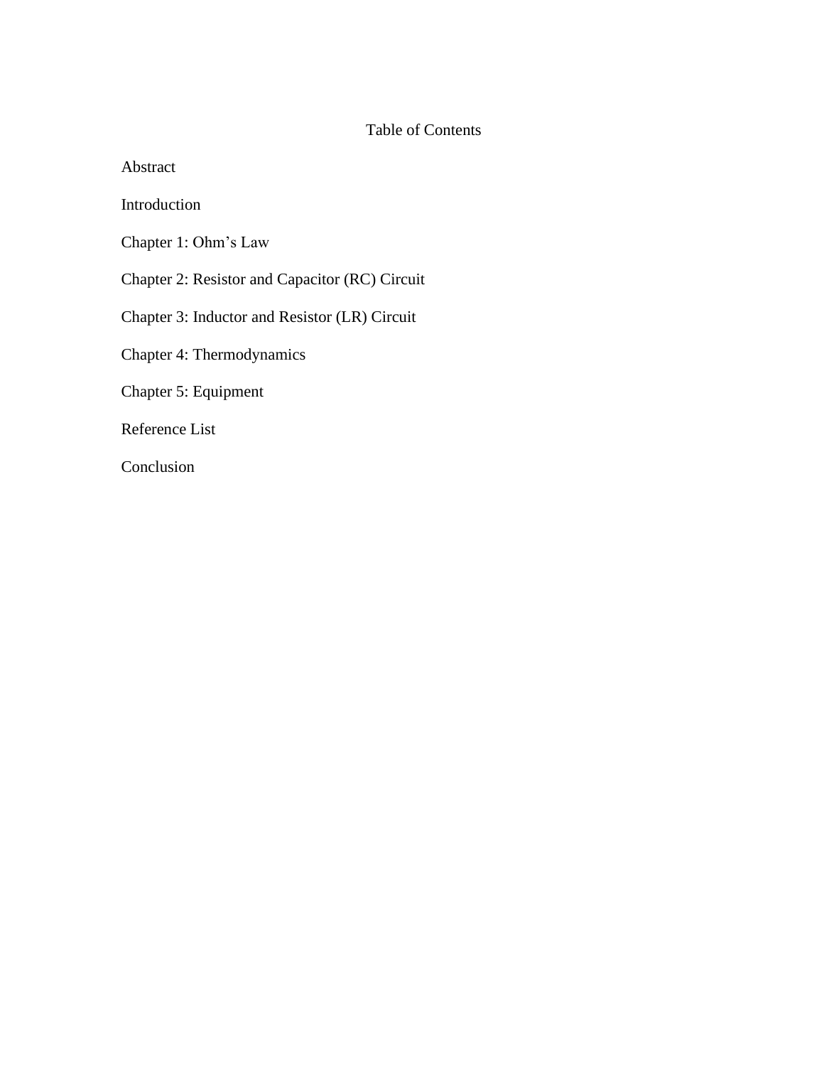# Table of Contents

Abstract

Introduction

Chapter 1: Ohm’s Law

Chapter 2: Resistor and Capacitor (RC) Circuit

Chapter 3: Inductor and Resistor (LR) Circuit

Chapter 4: Thermodynamics

Chapter 5: Equipment

Reference List

Conclusion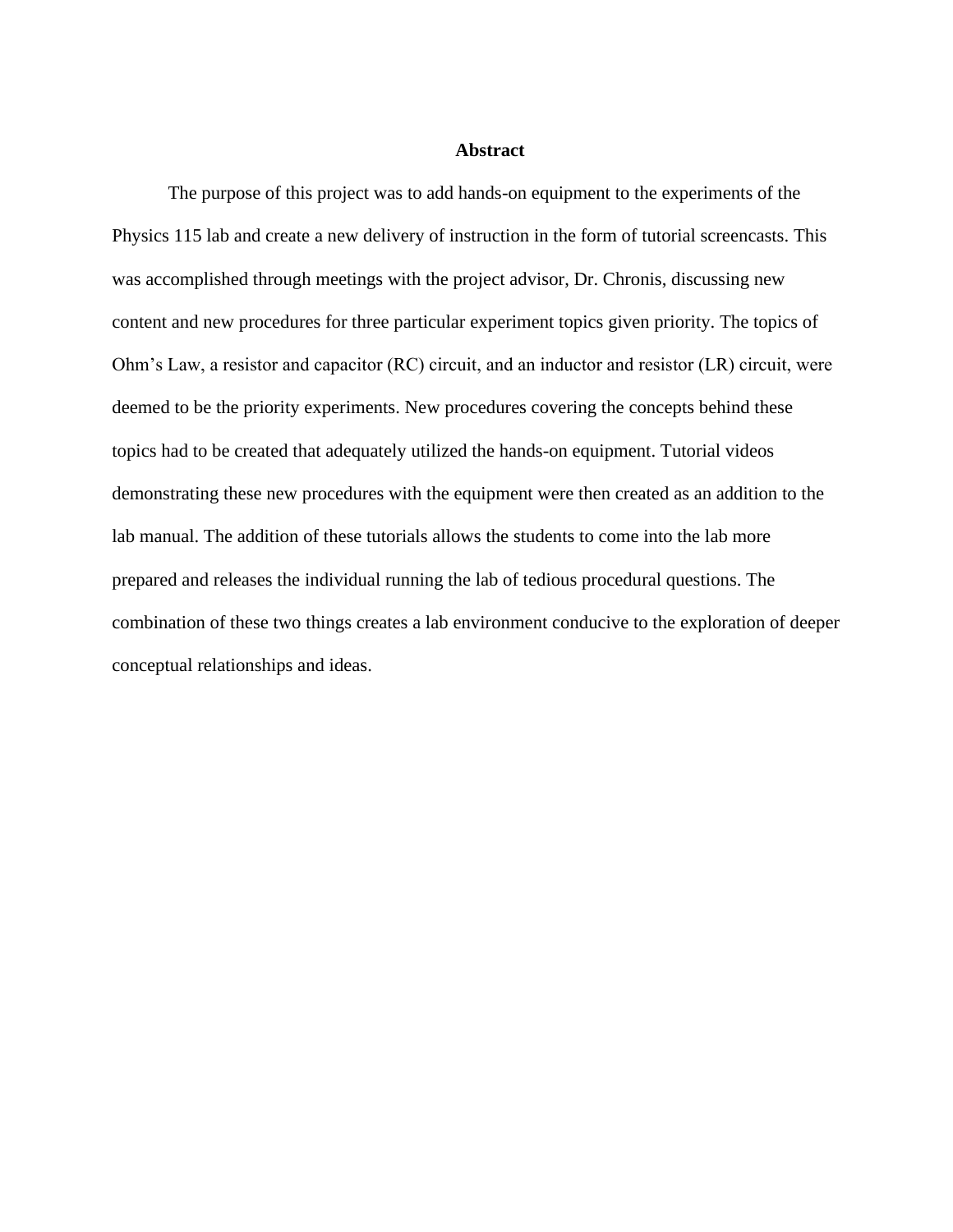# Abstract

The purpose of this project was to add hands-on equipment to the experiments of the Physics 115 lab and create a new delivery of instruction in the form of tutorial screencasts. This was accomplished through meetings with the project advisor, Dr. Chronis, discussing new content and new procedures for three particular experiment topics given priority. The topics of Ohm's Law, a resistor and capacitor (RC) circuit, and an inductor and resistor (LR) circuit, were deemed to be the priority experiments. New procedures covering the concepts behind these topics had to be created that adequately utilized the hands-on equipment. Tutorial videos demonstrating these new procedures with the equipment were then created as an addition to the lab manual. The addition of these tutorials allows the students to come into the lab more prepared and releases the individual running the lab of tedious procedural questions. The combination of these two things creates a lab environment conducive to the exploration of deeper conceptual relationships and ideas.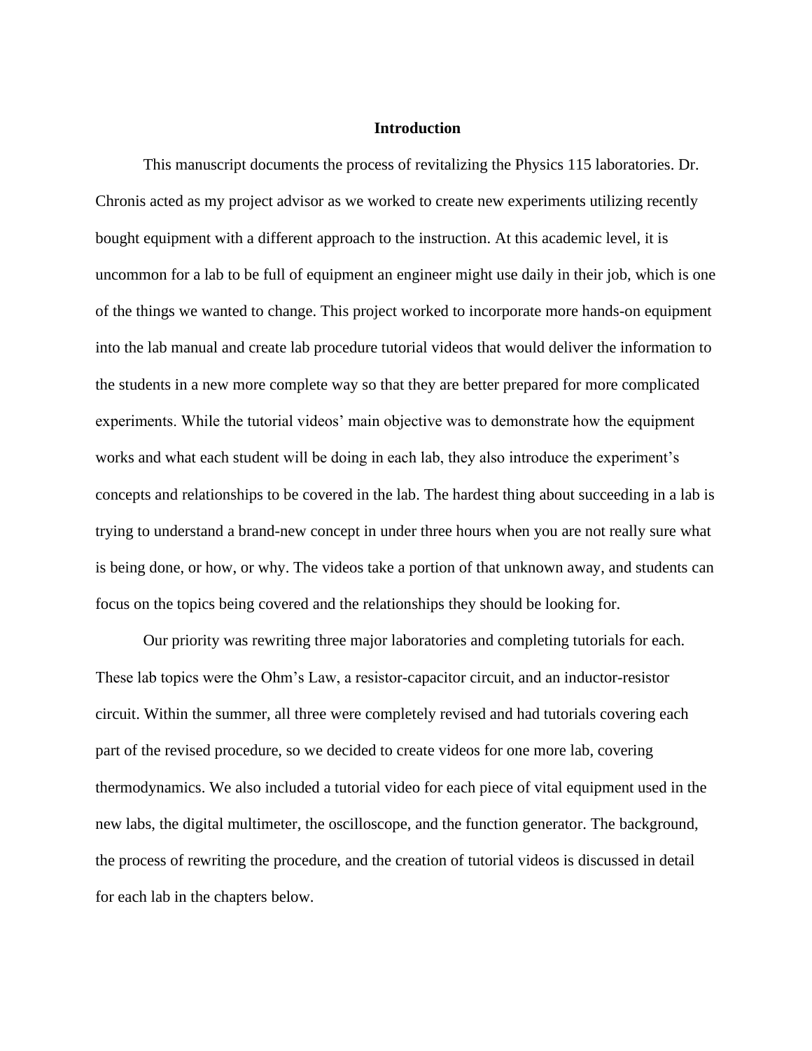# Introduction

This manuscript documents the process of revitalizing the Physics 115 laboratories. Dr. Chronis acted as my project advisor as we worked to create new experiments utilizing recently bought equipment with a different approach to the instruction. At this academic level, it is uncommon for a lab to be full of equipment an engineer might use daily in their job, which is one of the things we wanted to change. This project worked to incorporate more hands-on equipment into the lab manual and create lab procedure tutorial videos that would deliver the information to the students in a new more complete way so that they are better prepared for more complicated experiments. While the tutorial videos' main objective was to demonstrate how the equipment works and what each student will be doing in each lab, they also introduce the experiment's concepts and relationships to be covered in the lab. The hardest thing about succeeding in a lab is trying to understand a brand-new concept in under three hours when you are not really sure what is being done, or how, or why. The videos take a portion of that unknown away, and students can focus on the topics being covered and the relationships they should be looking for.

Our priority was rewriting three major laboratories and completing tutorials for each. These lab topics were the Ohm's Law, a resistor-capacitor circuit, and an inductor-resistor circuit. Within the summer, all three were completely revised and had tutorials covering each part of the revised procedure, so we decided to create videos for one more lab, covering thermodynamics. We also included a tutorial video for each piece of vital equipment used in the new labs, the digital multimeter, the oscilloscope, and the function generator. The background, the process of rewriting the procedure, and the creation of tutorial videos is discussed in detail for each lab in the chapters below.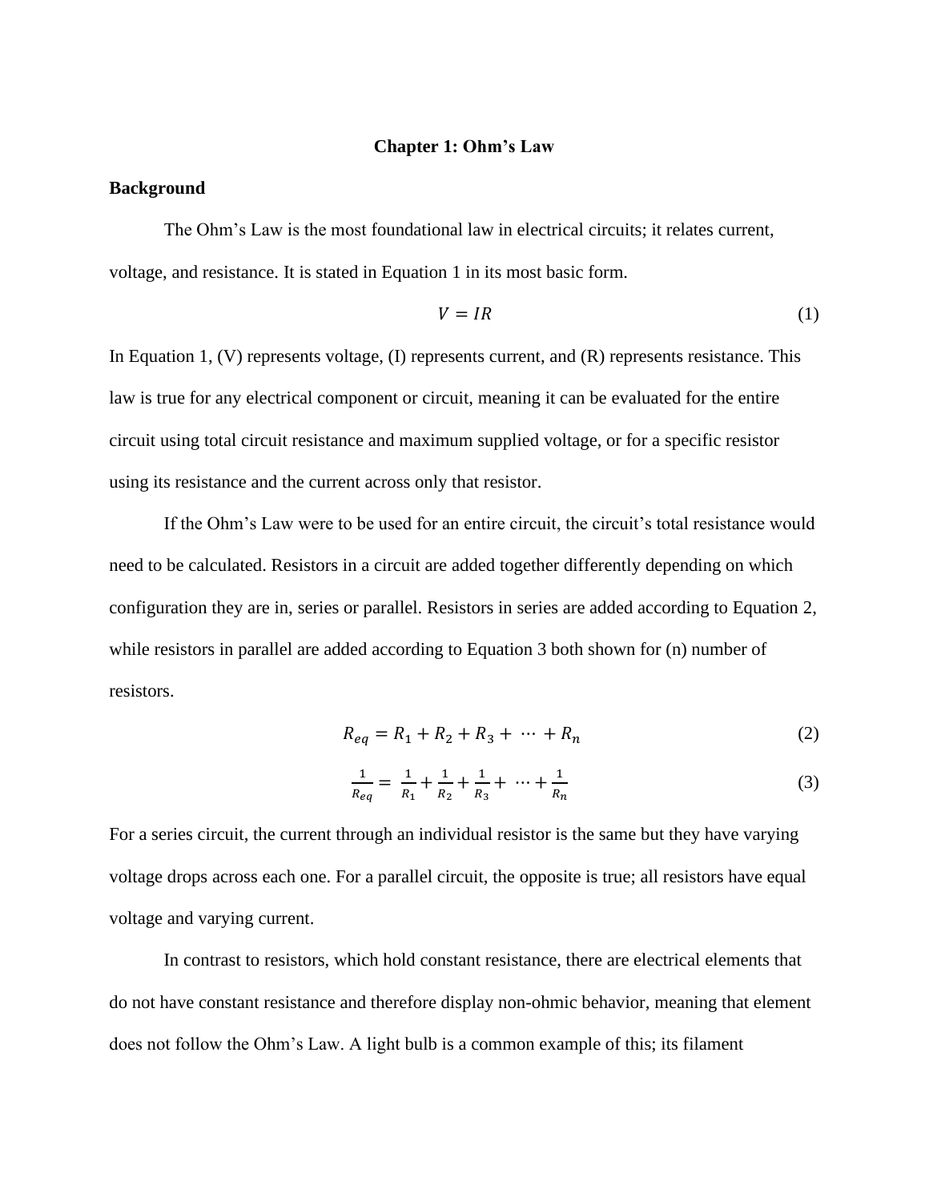# Chapter 1: Ohm's Law

## Background

The Ohm's Law is the most foundational law in electrical circuits; it relates current, voltage, and resistance. It is stated in Equation 1 in its most basic form.

$$V = IR \tag{1}$$

In Equation 1, (V) represents voltage, (I) represents current, and (R) represents resistance. This law is true for any electrical component or circuit, meaning it can be evaluated for the entire circuit using total circuit resistance and maximum supplied voltage, or for a specific resistor using its resistance and the current across only that resistor.

If the Ohm's Law were to be used for an entire circuit, the circuit's total resistance would need to be calculated. Resistors in a circuit are added together differently depending on which configuration they are in, series or parallel. Resistors in series are added according to Equation 2, while resistors in parallel are added according to Equation 3 both shown for (n) number of resistors.

$$R_{eq} = R_1 + R_2 + R_3 + \cdots + R_n \tag{2}$$

$$\frac{1}{R_{eq}} = \frac{1}{R_1} + \frac{1}{R_2} + \frac{1}{R_3} + \cdots + \frac{1}{R_n} \tag{3}$$

For a series circuit, the current through an individual resistor is the same but they have varying voltage drops across each one. For a parallel circuit, the opposite is true; all resistors have equal voltage and varying current.

In contrast to resistors, which hold constant resistance, there are electrical elements that do not have constant resistance and therefore display non-ohmic behavior, meaning that element does not follow the Ohm's Law. A light bulb is a common example of this; its filament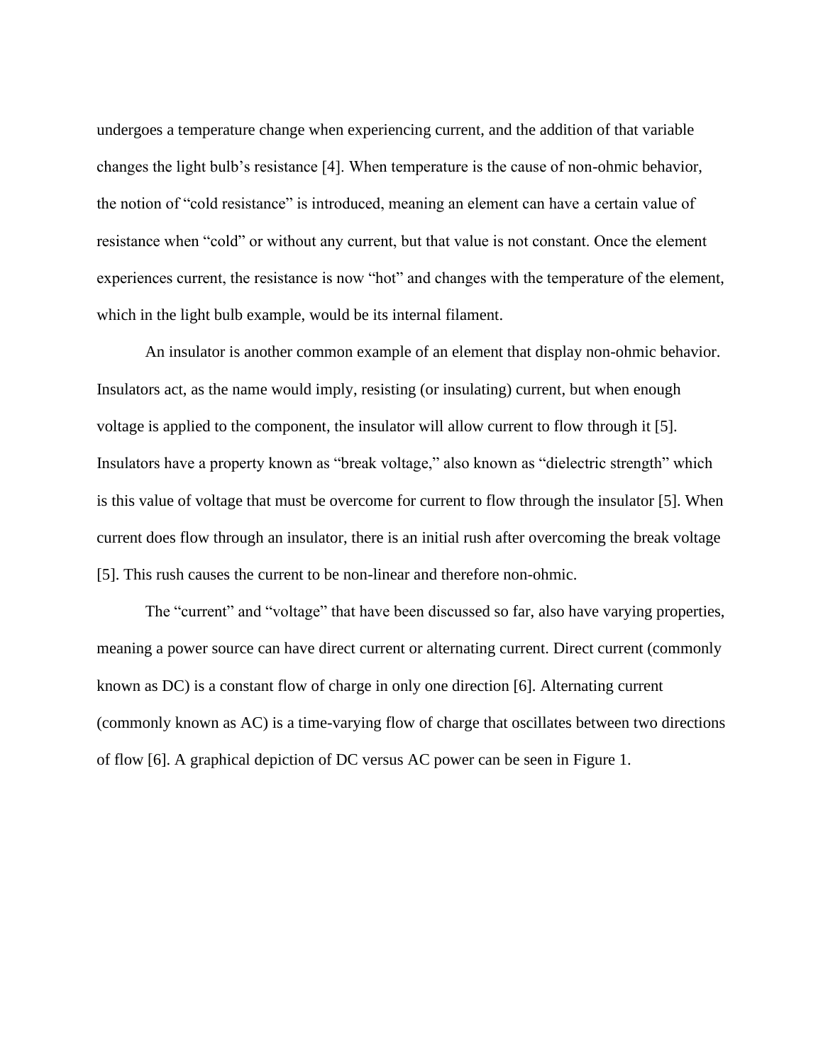undergoes a temperature change when experiencing current, and the addition of that variable changes the light bulb's resistance [4]. When temperature is the cause of non-ohmic behavior, the notion of "cold resistance" is introduced, meaning an element can have a certain value of resistance when "cold" or without any current, but that value is not constant. Once the element experiences current, the resistance is now "hot" and changes with the temperature of the element, which in the light bulb example, would be its internal filament.

An insulator is another common example of an element that display non-ohmic behavior. Insulators act, as the name would imply, resisting (or insulating) current, but when enough voltage is applied to the component, the insulator will allow current to flow through it [5]. Insulators have a property known as "break voltage," also known as "dielectric strength" which is this value of voltage that must be overcome for current to flow through the insulator [5]. When current does flow through an insulator, there is an initial rush after overcoming the break voltage [5]. This rush causes the current to be non-linear and therefore non-ohmic.

The "current" and "voltage" that have been discussed so far, also have varying properties, meaning a power source can have direct current or alternating current. Direct current (commonly known as DC) is a constant flow of charge in only one direction [6]. Alternating current (commonly known as AC) is a time-varying flow of charge that oscillates between two directions of flow [6]. A graphical depiction of DC versus AC power can be seen in Figure 1.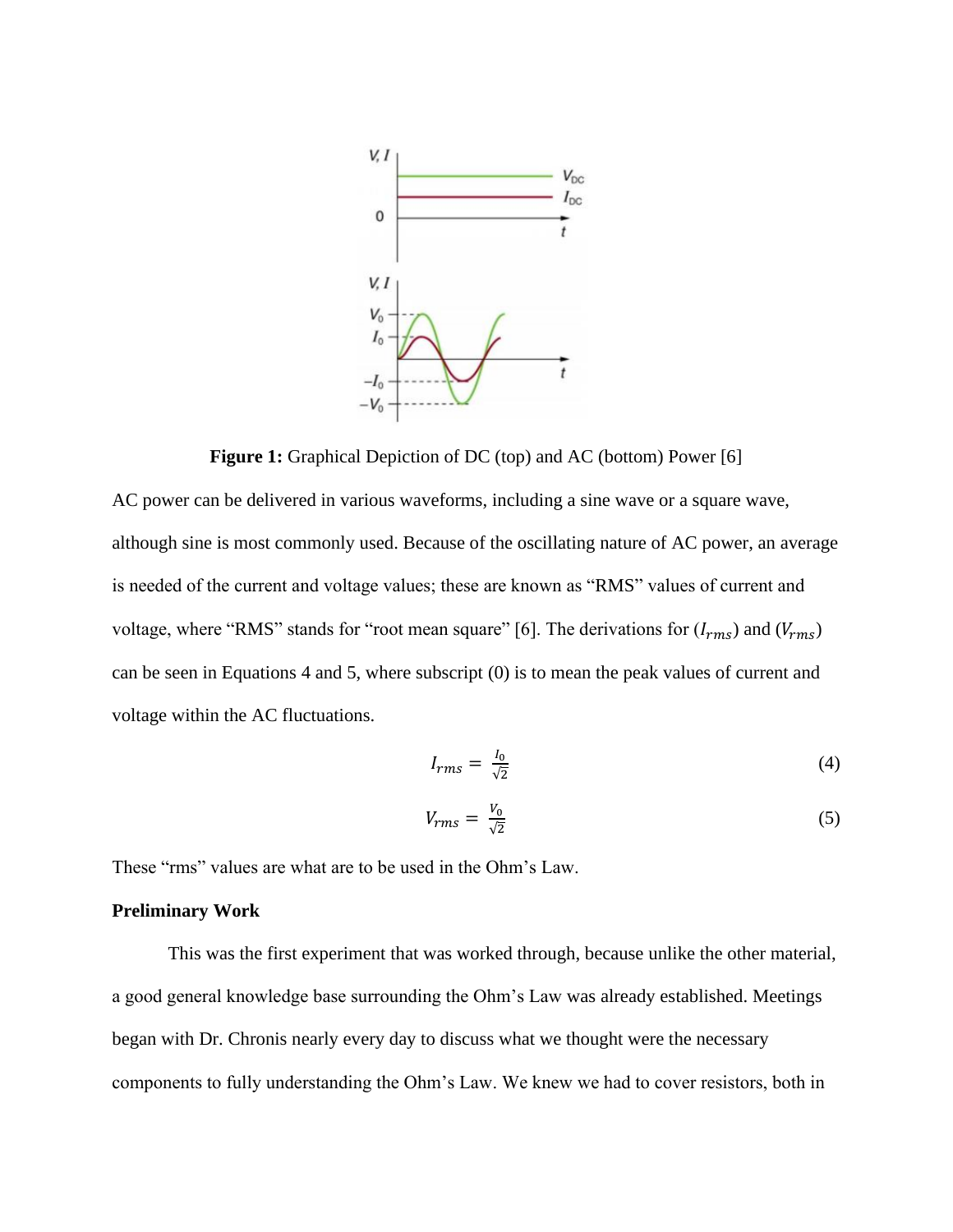**Figure 1:** Graphical Depiction of DC (top) and AC (bottom) Power [6]

AC power can be delivered in various waveforms, including a sine wave or a square wave, although sine is most commonly used. Because of the oscillating nature of AC power, an average is needed of the current and voltage values; these are known as "RMS" values of current and voltage, where "RMS" stands for "root mean square" [6]. The derivations for ($I_{rms}$) and ($V_{rms}$) can be seen in Equations 4 and 5, where subscript (0) is to mean the peak values of current and voltage within the AC fluctuations.

$$I_{rms} = \frac{I_0}{\sqrt{2}} \tag{4}$$

$$V_{rms} = \frac{V_0}{\sqrt{2}} \tag{5}$$

These "rms" values are what are to be used in the Ohm's Law.

**Preliminary Work**

This was the first experiment that was worked through, because unlike the other material, a good general knowledge base surrounding the Ohm's Law was already established. Meetings began with Dr. Chronis nearly every day to discuss what we thought were the necessary components to fully understanding the Ohm's Law. We knew we had to cover resistors, both in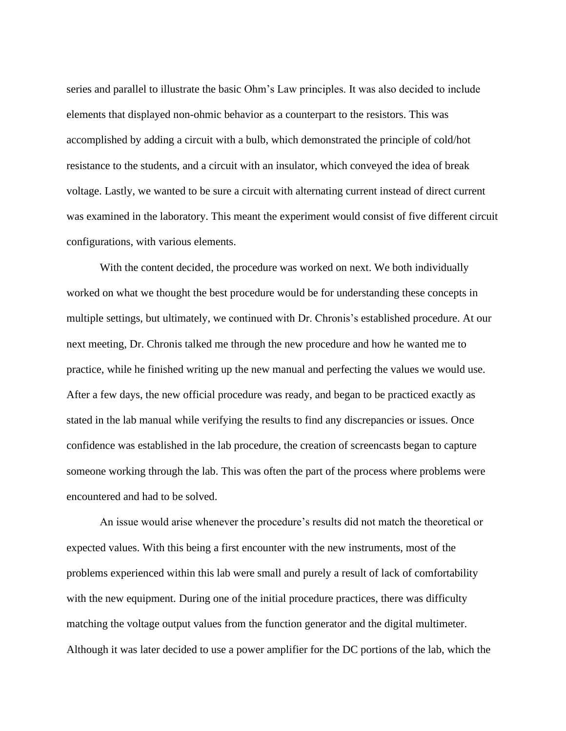series and parallel to illustrate the basic Ohm's Law principles. It was also decided to include elements that displayed non-ohmic behavior as a counterpart to the resistors. This was accomplished by adding a circuit with a bulb, which demonstrated the principle of cold/hot resistance to the students, and a circuit with an insulator, which conveyed the idea of break voltage. Lastly, we wanted to be sure a circuit with alternating current instead of direct current was examined in the laboratory. This meant the experiment would consist of five different circuit configurations, with various elements.

With the content decided, the procedure was worked on next. We both individually worked on what we thought the best procedure would be for understanding these concepts in multiple settings, but ultimately, we continued with Dr. Chronis's established procedure. At our next meeting, Dr. Chronis talked me through the new procedure and how he wanted me to practice, while he finished writing up the new manual and perfecting the values we would use. After a few days, the new official procedure was ready, and began to be practiced exactly as stated in the lab manual while verifying the results to find any discrepancies or issues. Once confidence was established in the lab procedure, the creation of screencasts began to capture someone working through the lab. This was often the part of the process where problems were encountered and had to be solved.

An issue would arise whenever the procedure's results did not match the theoretical or expected values. With this being a first encounter with the new instruments, most of the problems experienced within this lab were small and purely a result of lack of comfortability with the new equipment. During one of the initial procedure practices, there was difficulty matching the voltage output values from the function generator and the digital multimeter. Although it was later decided to use a power amplifier for the DC portions of the lab, which the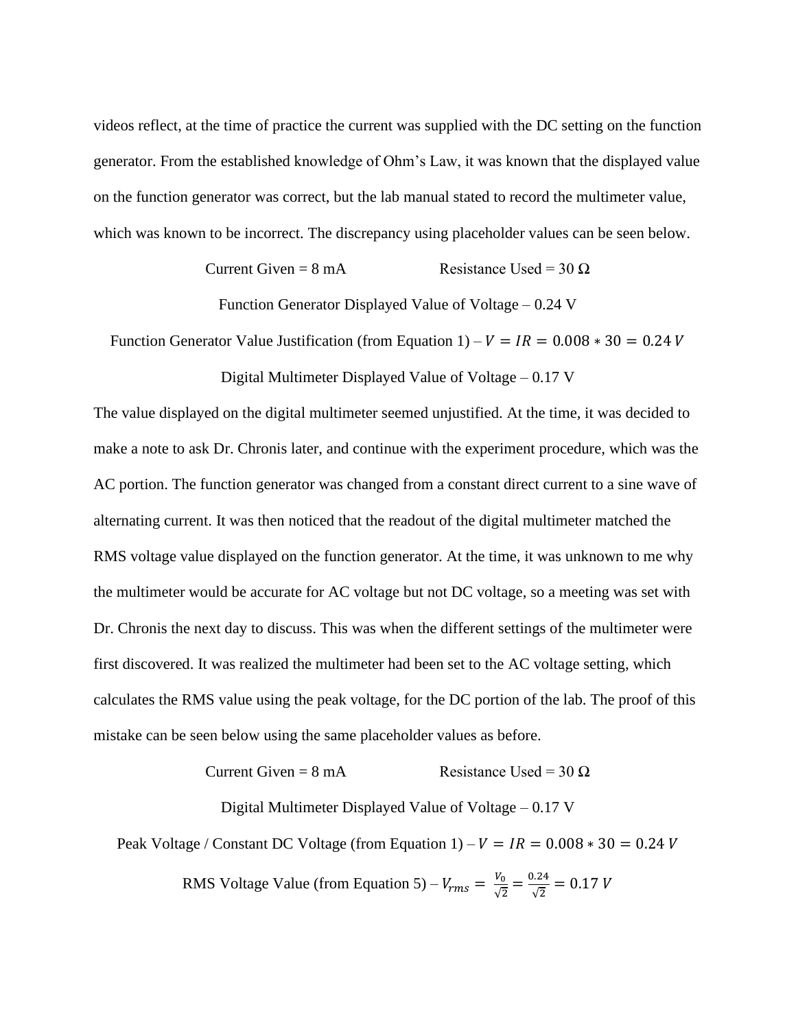videos reflect, at the time of practice the current was supplied with the DC setting on the function generator. From the established knowledge of Ohm's Law, it was known that the displayed value on the function generator was correct, but the lab manual stated to record the multimeter value, which was known to be incorrect. The discrepancy using placeholder values can be seen below.

Current Given = 8 mA Resistance Used = 30 Ω

Function Generator Displayed Value of Voltage – 0.24 V

Function Generator Value Justification (from Equation 1) – $V = IR = 0.008 * 30 = 0.24\ V$

Digital Multimeter Displayed Value of Voltage – 0.17 V

The value displayed on the digital multimeter seemed unjustified. At the time, it was decided to make a note to ask Dr. Chronis later, and continue with the experiment procedure, which was the AC portion. The function generator was changed from a constant direct current to a sine wave of alternating current. It was then noticed that the readout of the digital multimeter matched the RMS voltage value displayed on the function generator. At the time, it was unknown to me why the multimeter would be accurate for AC voltage but not DC voltage, so a meeting was set with Dr. Chronis the next day to discuss. This was when the different settings of the multimeter were first discovered. It was realized the multimeter had been set to the AC voltage setting, which calculates the RMS value using the peak voltage, for the DC portion of the lab. The proof of this mistake can be seen below using the same placeholder values as before.

Current Given = 8 mA Resistance Used = 30 Ω

Digital Multimeter Displayed Value of Voltage – 0.17 V

Peak Voltage / Constant DC Voltage (from Equation 1) – $V = IR = 0.008 * 30 = 0.24\ V$

RMS Voltage Value (from Equation 5) – $V_{rms} = \frac{V_0}{\sqrt{2}} = \frac{0.24}{\sqrt{2}} = 0.17\ V$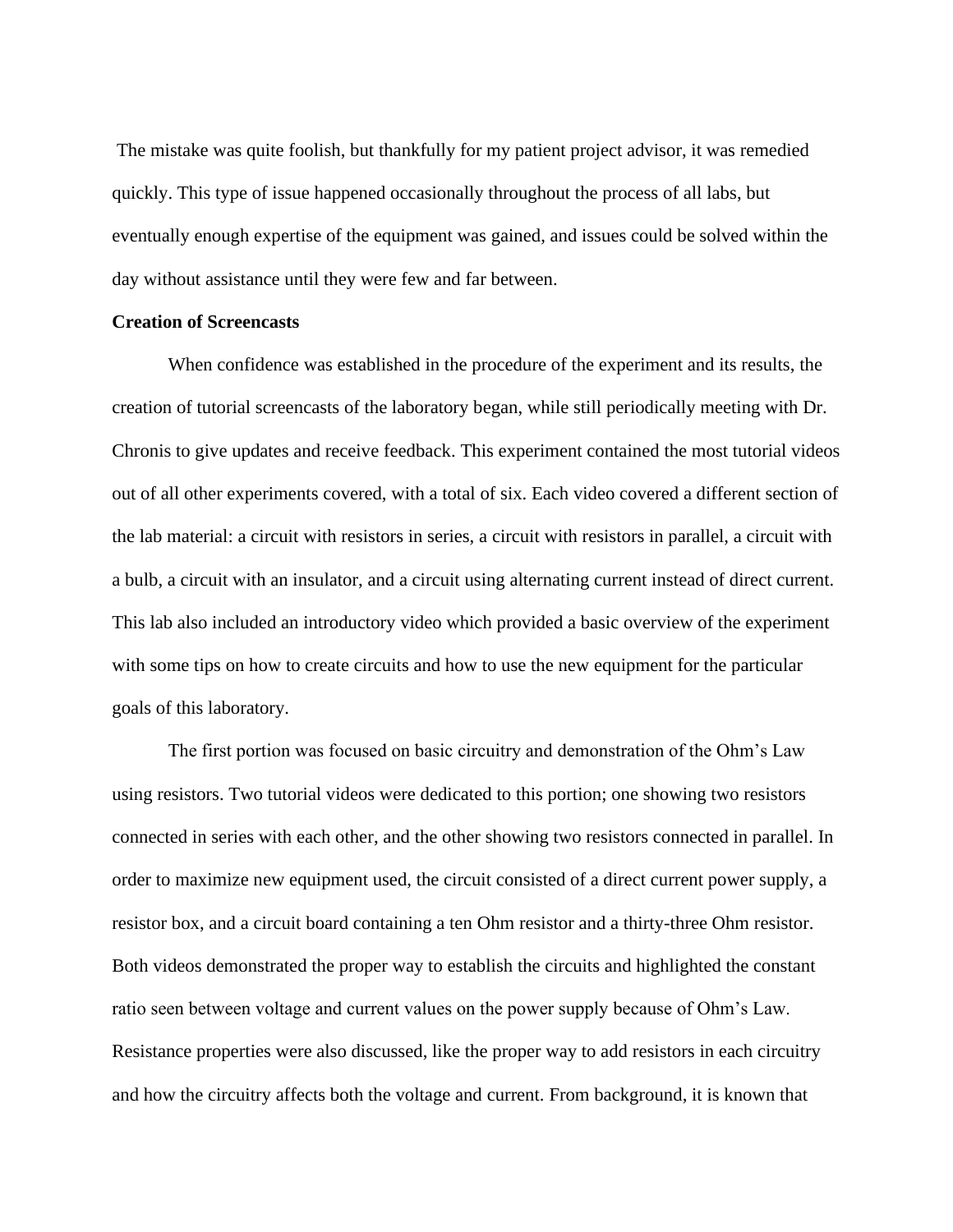The mistake was quite foolish, but thankfully for my patient project advisor, it was remedied quickly. This type of issue happened occasionally throughout the process of all labs, but eventually enough expertise of the equipment was gained, and issues could be solved within the day without assistance until they were few and far between.

**Creation of Screencasts**

When confidence was established in the procedure of the experiment and its results, the creation of tutorial screencasts of the laboratory began, while still periodically meeting with Dr. Chronis to give updates and receive feedback. This experiment contained the most tutorial videos out of all other experiments covered, with a total of six. Each video covered a different section of the lab material: a circuit with resistors in series, a circuit with resistors in parallel, a circuit with a bulb, a circuit with an insulator, and a circuit using alternating current instead of direct current. This lab also included an introductory video which provided a basic overview of the experiment with some tips on how to create circuits and how to use the new equipment for the particular goals of this laboratory.

The first portion was focused on basic circuitry and demonstration of the Ohm's Law using resistors. Two tutorial videos were dedicated to this portion; one showing two resistors connected in series with each other, and the other showing two resistors connected in parallel. In order to maximize new equipment used, the circuit consisted of a direct current power supply, a resistor box, and a circuit board containing a ten Ohm resistor and a thirty-three Ohm resistor. Both videos demonstrated the proper way to establish the circuits and highlighted the constant ratio seen between voltage and current values on the power supply because of Ohm's Law. Resistance properties were also discussed, like the proper way to add resistors in each circuitry and how the circuitry affects both the voltage and current. From background, it is known that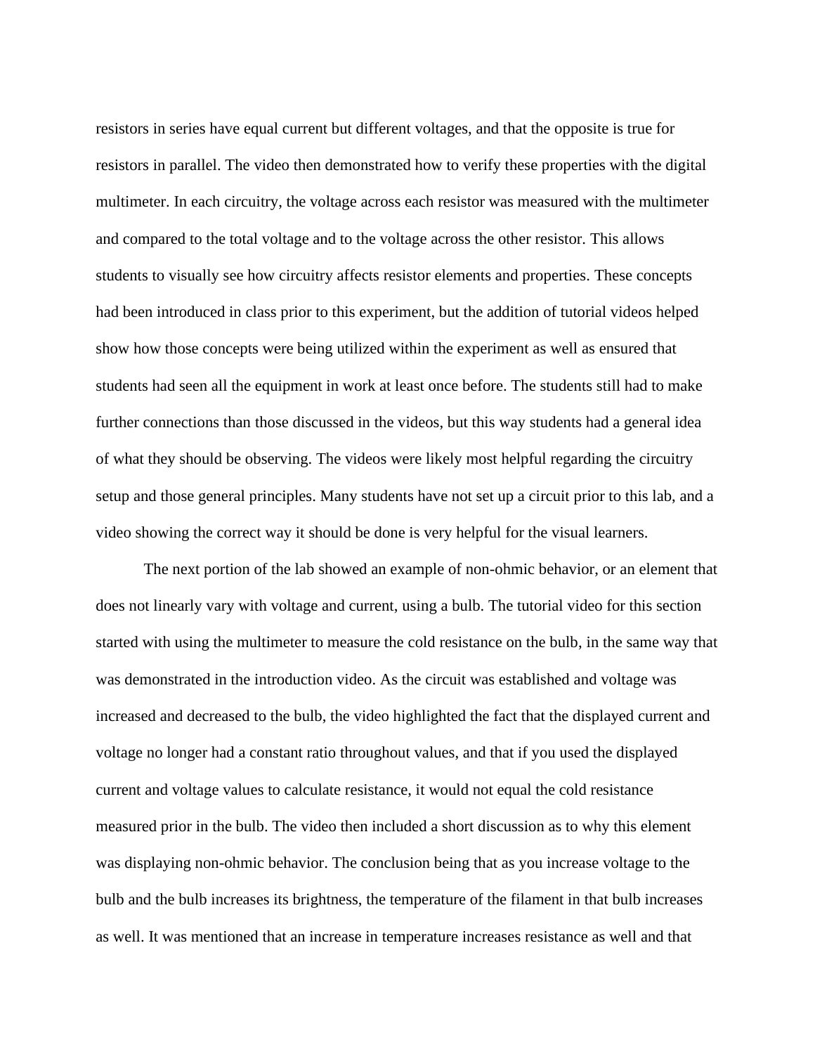resistors in series have equal current but different voltages, and that the opposite is true for resistors in parallel. The video then demonstrated how to verify these properties with the digital multimeter. In each circuitry, the voltage across each resistor was measured with the multimeter and compared to the total voltage and to the voltage across the other resistor. This allows students to visually see how circuitry affects resistor elements and properties. These concepts had been introduced in class prior to this experiment, but the addition of tutorial videos helped show how those concepts were being utilized within the experiment as well as ensured that students had seen all the equipment in work at least once before. The students still had to make further connections than those discussed in the videos, but this way students had a general idea of what they should be observing. The videos were likely most helpful regarding the circuitry setup and those general principles. Many students have not set up a circuit prior to this lab, and a video showing the correct way it should be done is very helpful for the visual learners.

The next portion of the lab showed an example of non-ohmic behavior, or an element that does not linearly vary with voltage and current, using a bulb. The tutorial video for this section started with using the multimeter to measure the cold resistance on the bulb, in the same way that was demonstrated in the introduction video. As the circuit was established and voltage was increased and decreased to the bulb, the video highlighted the fact that the displayed current and voltage no longer had a constant ratio throughout values, and that if you used the displayed current and voltage values to calculate resistance, it would not equal the cold resistance measured prior in the bulb. The video then included a short discussion as to why this element was displaying non-ohmic behavior. The conclusion being that as you increase voltage to the bulb and the bulb increases its brightness, the temperature of the filament in that bulb increases as well. It was mentioned that an increase in temperature increases resistance as well and that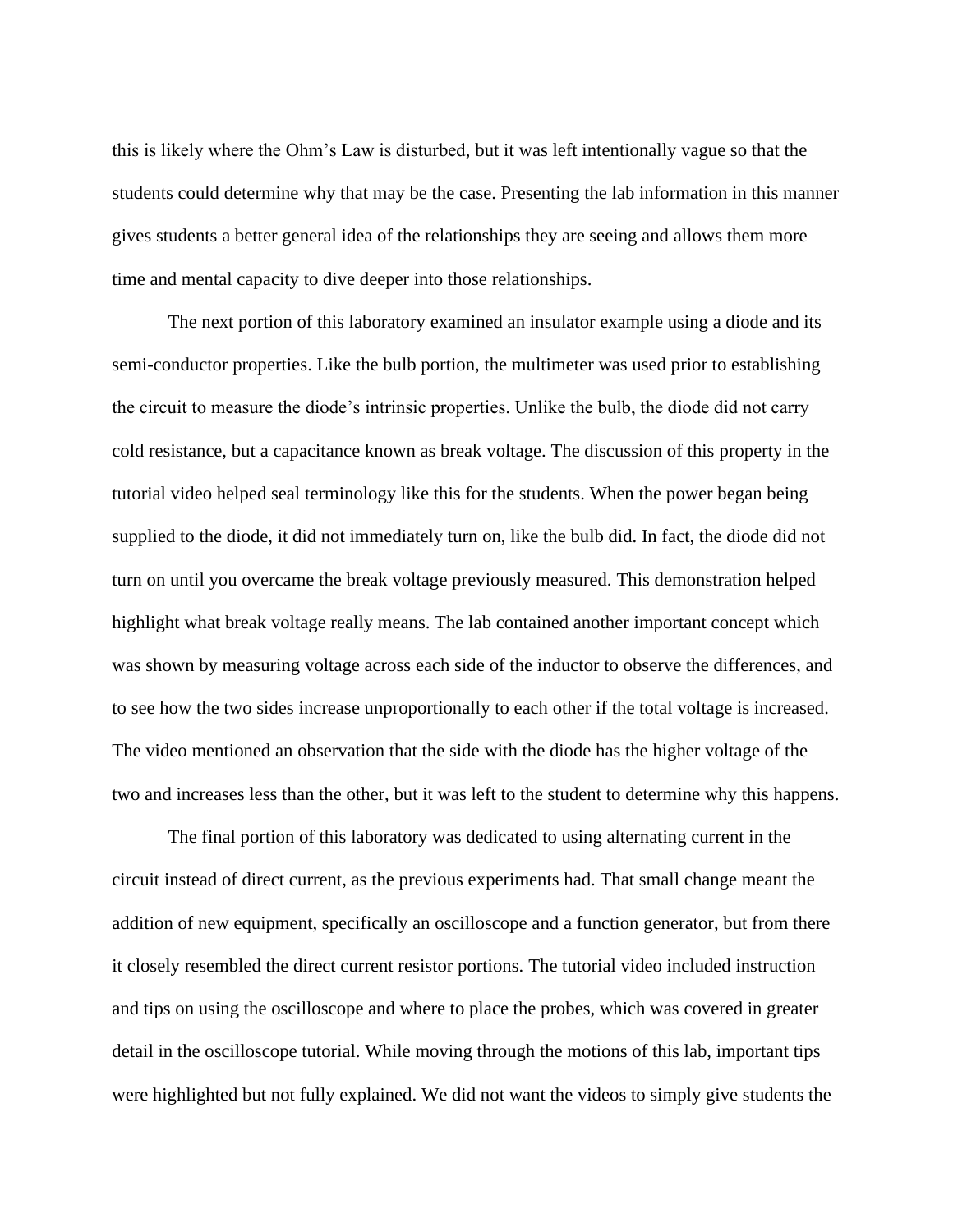this is likely where the Ohm's Law is disturbed, but it was left intentionally vague so that the students could determine why that may be the case. Presenting the lab information in this manner gives students a better general idea of the relationships they are seeing and allows them more time and mental capacity to dive deeper into those relationships.

The next portion of this laboratory examined an insulator example using a diode and its semi-conductor properties. Like the bulb portion, the multimeter was used prior to establishing the circuit to measure the diode's intrinsic properties. Unlike the bulb, the diode did not carry cold resistance, but a capacitance known as break voltage. The discussion of this property in the tutorial video helped seal terminology like this for the students. When the power began being supplied to the diode, it did not immediately turn on, like the bulb did. In fact, the diode did not turn on until you overcame the break voltage previously measured. This demonstration helped highlight what break voltage really means. The lab contained another important concept which was shown by measuring voltage across each side of the inductor to observe the differences, and to see how the two sides increase unproportionally to each other if the total voltage is increased. The video mentioned an observation that the side with the diode has the higher voltage of the two and increases less than the other, but it was left to the student to determine why this happens.

The final portion of this laboratory was dedicated to using alternating current in the circuit instead of direct current, as the previous experiments had. That small change meant the addition of new equipment, specifically an oscilloscope and a function generator, but from there it closely resembled the direct current resistor portions. The tutorial video included instruction and tips on using the oscilloscope and where to place the probes, which was covered in greater detail in the oscilloscope tutorial. While moving through the motions of this lab, important tips were highlighted but not fully explained. We did not want the videos to simply give students the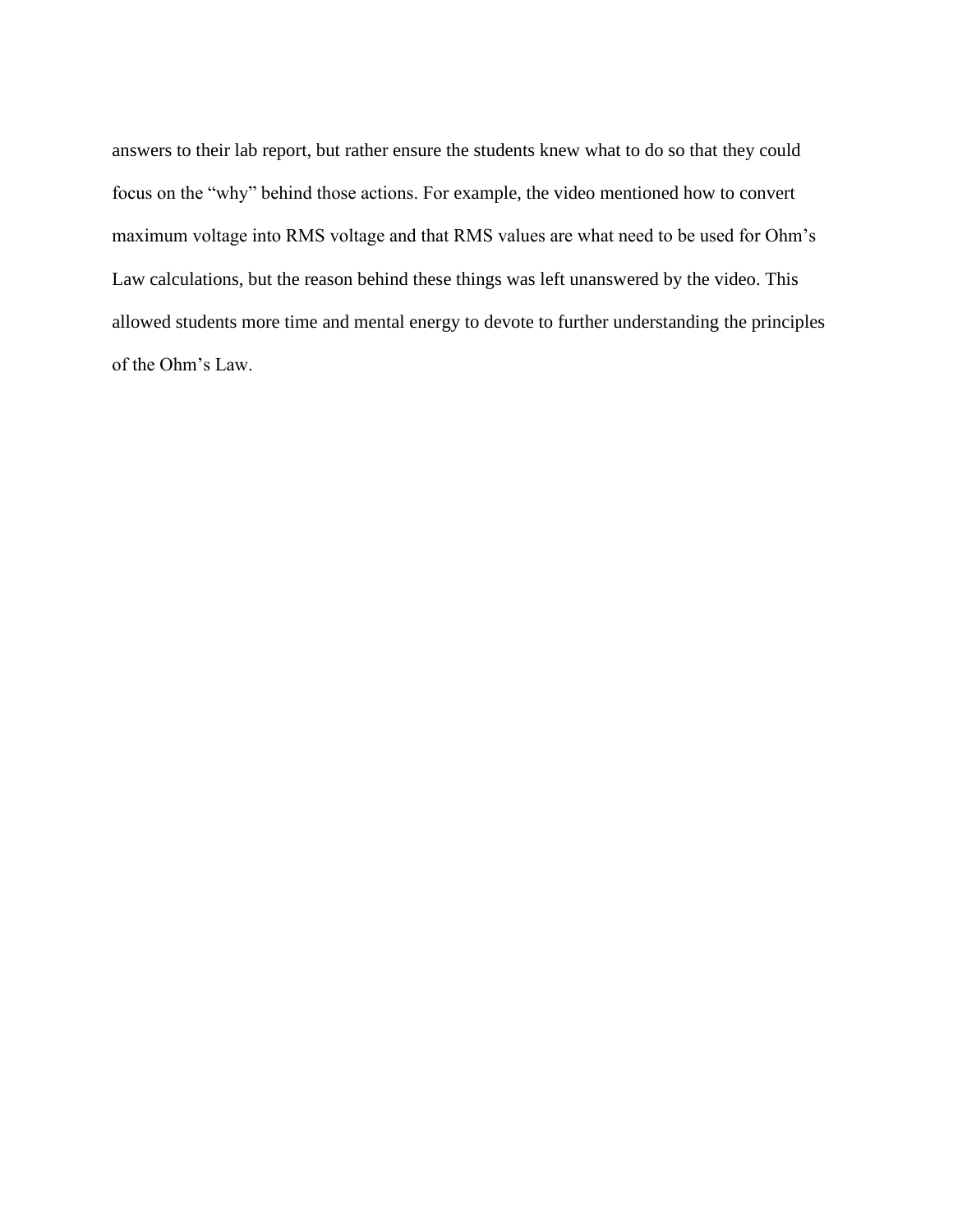answers to their lab report, but rather ensure the students knew what to do so that they could focus on the "why" behind those actions. For example, the video mentioned how to convert maximum voltage into RMS voltage and that RMS values are what need to be used for Ohm's Law calculations, but the reason behind these things was left unanswered by the video. This allowed students more time and mental energy to devote to further understanding the principles of the Ohm's Law.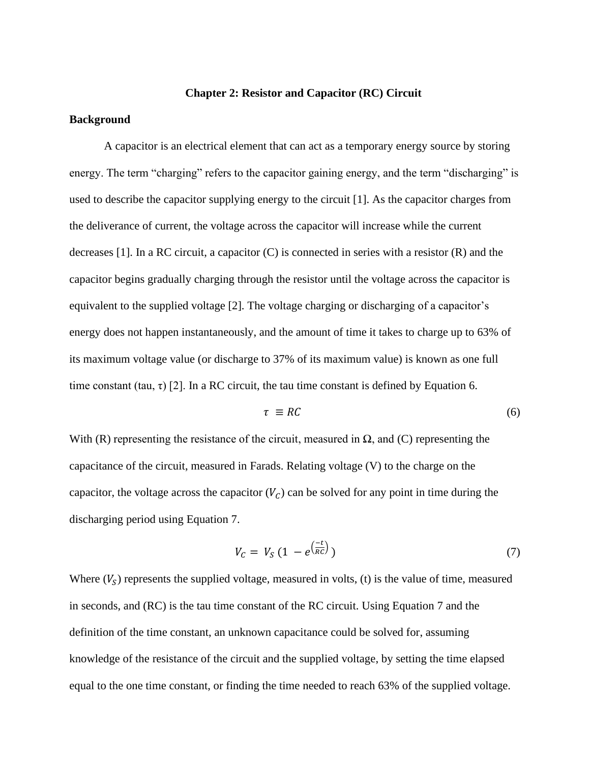**Chapter 2: Resistor and Capacitor (RC) Circuit**

**Background**

A capacitor is an electrical element that can act as a temporary energy source by storing energy. The term “charging” refers to the capacitor gaining energy, and the term “discharging” is used to describe the capacitor supplying energy to the circuit [1]. As the capacitor charges from the deliverance of current, the voltage across the capacitor will increase while the current decreases [1]. In a RC circuit, a capacitor (C) is connected in series with a resistor (R) and the capacitor begins gradually charging through the resistor until the voltage across the capacitor is equivalent to the supplied voltage [2]. The voltage charging or discharging of a capacitor’s energy does not happen instantaneously, and the amount of time it takes to charge up to 63% of its maximum voltage value (or discharge to 37% of its maximum value) is known as one full time constant (tau, τ) [2]. In a RC circuit, the tau time constant is defined by Equation 6.

$$\tau \equiv RC \tag{6}$$

With (R) representing the resistance of the circuit, measured in Ω, and (C) representing the capacitance of the circuit, measured in Farads. Relating voltage (V) to the charge on the capacitor, the voltage across the capacitor ($V_C$) can be solved for any point in time during the discharging period using Equation 7.

$$V_C = V_S \left(1 - e^{\left(\frac{-t}{RC}\right)}\right) \tag{7}$$

Where ($V_S$) represents the supplied voltage, measured in volts, (t) is the value of time, measured in seconds, and (RC) is the tau time constant of the RC circuit. Using Equation 7 and the definition of the time constant, an unknown capacitance could be solved for, assuming knowledge of the resistance of the circuit and the supplied voltage, by setting the time elapsed equal to the one time constant, or finding the time needed to reach 63% of the supplied voltage.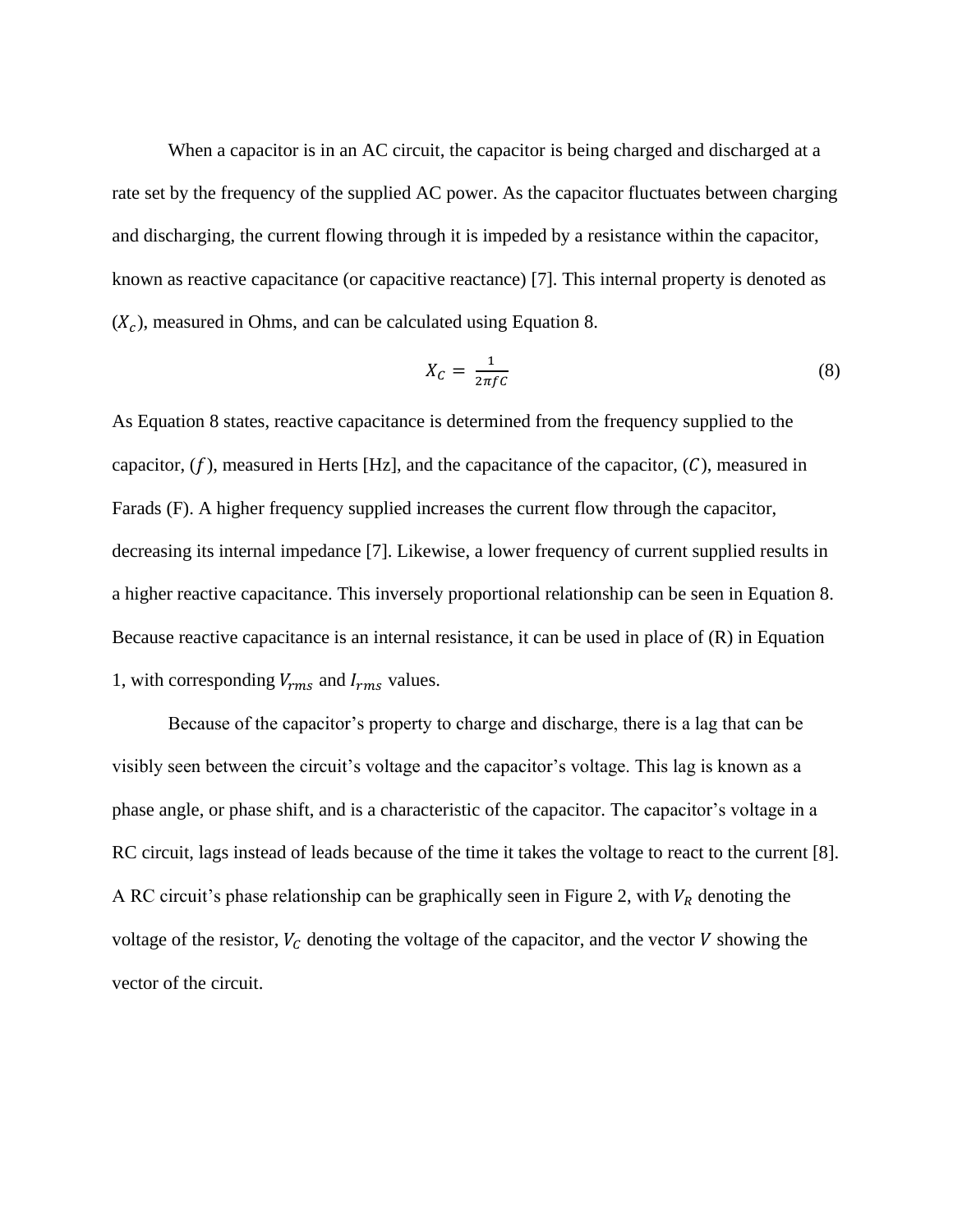When a capacitor is in an AC circuit, the capacitor is being charged and discharged at a rate set by the frequency of the supplied AC power. As the capacitor fluctuates between charging and discharging, the current flowing through it is impeded by a resistance within the capacitor, known as reactive capacitance (or capacitive reactance) [7]. This internal property is denoted as ($X_c$), measured in Ohms, and can be calculated using Equation 8.

$$X_C = \frac{1}{2\pi f C} \tag{8}$$

As Equation 8 states, reactive capacitance is determined from the frequency supplied to the capacitor, ($f$), measured in Herts [Hz], and the capacitance of the capacitor, ($C$), measured in Farads (F). A higher frequency supplied increases the current flow through the capacitor, decreasing its internal impedance [7]. Likewise, a lower frequency of current supplied results in a higher reactive capacitance. This inversely proportional relationship can be seen in Equation 8. Because reactive capacitance is an internal resistance, it can be used in place of (R) in Equation 1, with corresponding $V_{rms}$ and $I_{rms}$ values.

Because of the capacitor's property to charge and discharge, there is a lag that can be visibly seen between the circuit's voltage and the capacitor's voltage. This lag is known as a phase angle, or phase shift, and is a characteristic of the capacitor. The capacitor's voltage in a RC circuit, lags instead of leads because of the time it takes the voltage to react to the current [8]. A RC circuit's phase relationship can be graphically seen in Figure 2, with $V_R$ denoting the voltage of the resistor, $V_C$ denoting the voltage of the capacitor, and the vector $V$ showing the vector of the circuit.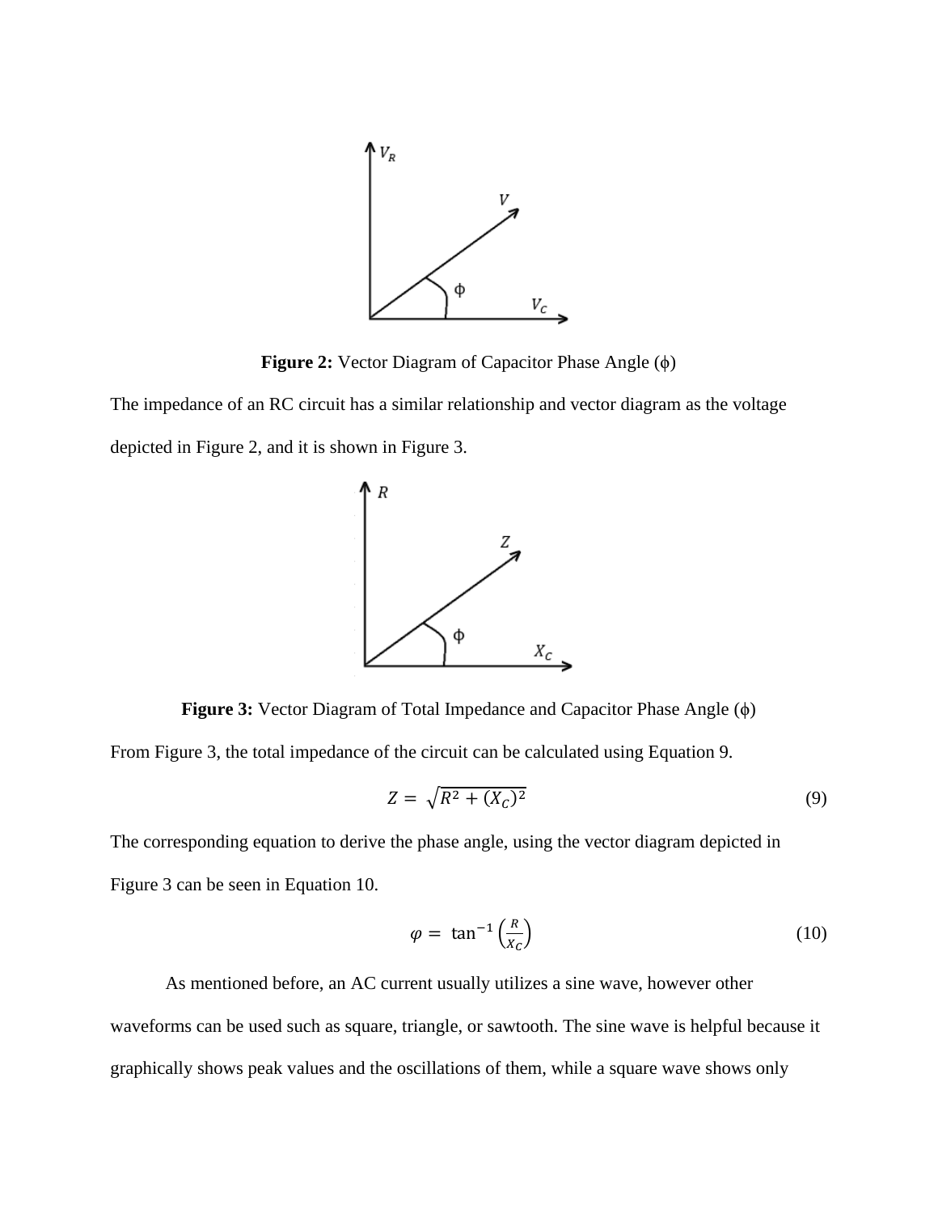**Figure 2:** Vector Diagram of Capacitor Phase Angle (ϕ)

The impedance of an RC circuit has a similar relationship and vector diagram as the voltage depicted in Figure 2, and it is shown in Figure 3.

**Figure 3:** Vector Diagram of Total Impedance and Capacitor Phase Angle (ϕ)

From Figure 3, the total impedance of the circuit can be calculated using Equation 9.

$$Z = \sqrt{R^2 + (X_C)^2} \tag{9}$$

The corresponding equation to derive the phase angle, using the vector diagram depicted in Figure 3 can be seen in Equation 10.

$$\varphi = \tan^{-1}\left(\frac{R}{X_C}\right) \tag{10}$$

As mentioned before, an AC current usually utilizes a sine wave, however other waveforms can be used such as square, triangle, or sawtooth. The sine wave is helpful because it graphically shows peak values and the oscillations of them, while a square wave shows only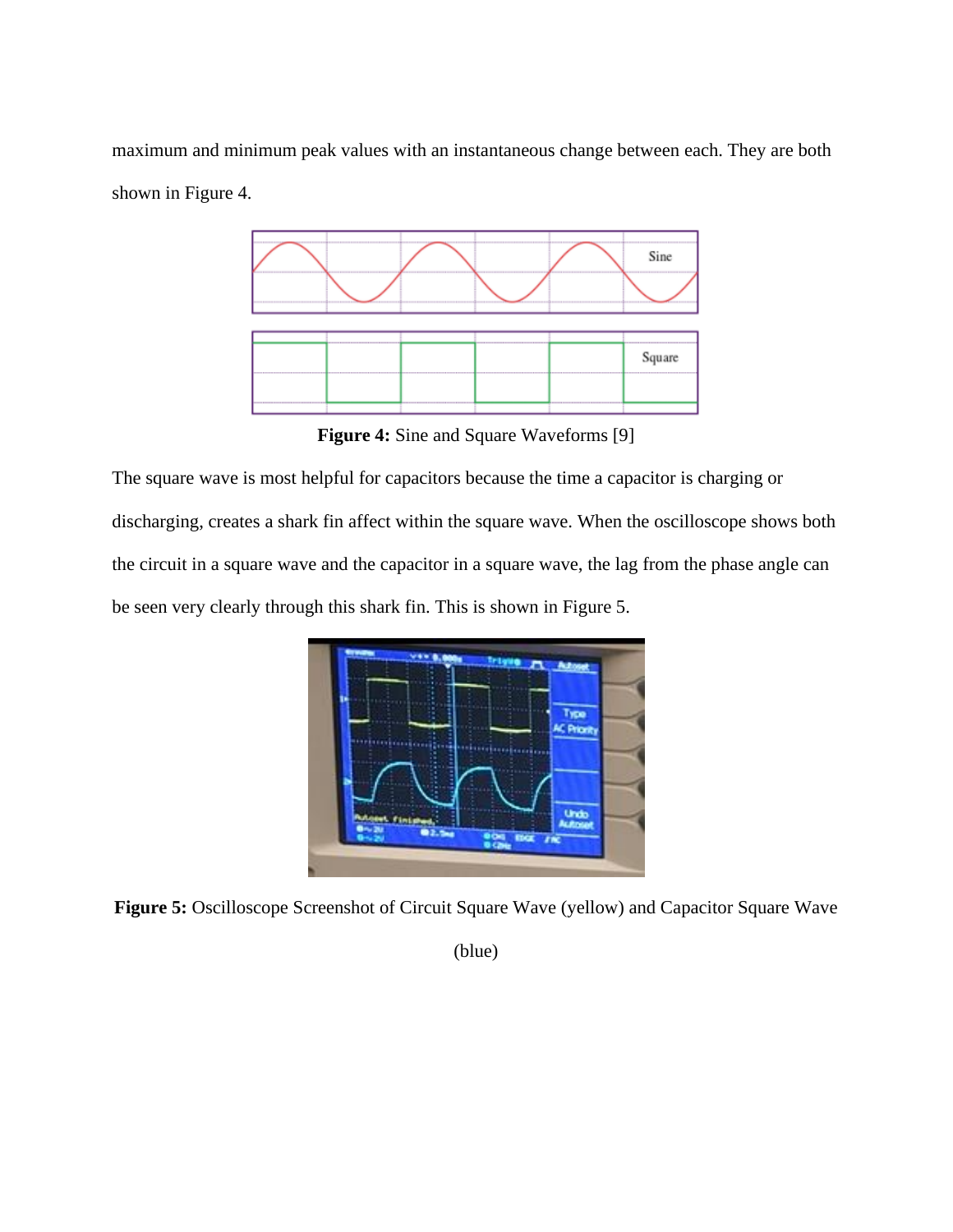maximum and minimum peak values with an instantaneous change between each. They are both shown in Figure 4.

**Figure 4:** Sine and Square Waveforms [9]

The square wave is most helpful for capacitors because the time a capacitor is charging or discharging, creates a shark fin affect within the square wave. When the oscilloscope shows both the circuit in a square wave and the capacitor in a square wave, the lag from the phase angle can be seen very clearly through this shark fin. This is shown in Figure 5.

**Figure 5:** Oscilloscope Screenshot of Circuit Square Wave (yellow) and Capacitor Square Wave (blue)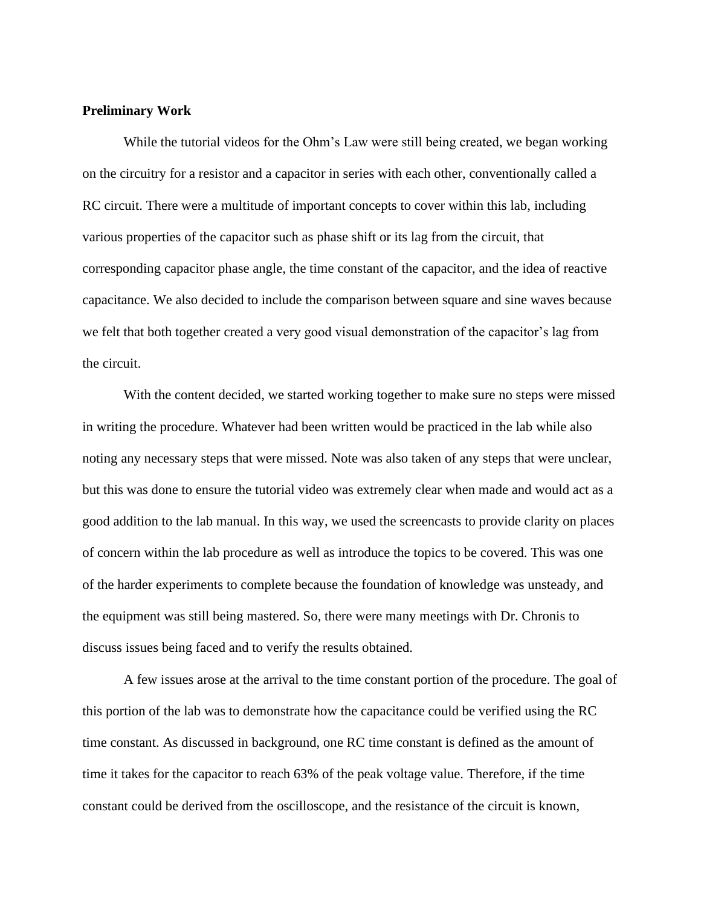**Preliminary Work**

While the tutorial videos for the Ohm's Law were still being created, we began working on the circuitry for a resistor and a capacitor in series with each other, conventionally called a RC circuit. There were a multitude of important concepts to cover within this lab, including various properties of the capacitor such as phase shift or its lag from the circuit, that corresponding capacitor phase angle, the time constant of the capacitor, and the idea of reactive capacitance. We also decided to include the comparison between square and sine waves because we felt that both together created a very good visual demonstration of the capacitor's lag from the circuit.

With the content decided, we started working together to make sure no steps were missed in writing the procedure. Whatever had been written would be practiced in the lab while also noting any necessary steps that were missed. Note was also taken of any steps that were unclear, but this was done to ensure the tutorial video was extremely clear when made and would act as a good addition to the lab manual. In this way, we used the screencasts to provide clarity on places of concern within the lab procedure as well as introduce the topics to be covered. This was one of the harder experiments to complete because the foundation of knowledge was unsteady, and the equipment was still being mastered. So, there were many meetings with Dr. Chronis to discuss issues being faced and to verify the results obtained.

A few issues arose at the arrival to the time constant portion of the procedure. The goal of this portion of the lab was to demonstrate how the capacitance could be verified using the RC time constant. As discussed in background, one RC time constant is defined as the amount of time it takes for the capacitor to reach 63% of the peak voltage value. Therefore, if the time constant could be derived from the oscilloscope, and the resistance of the circuit is known,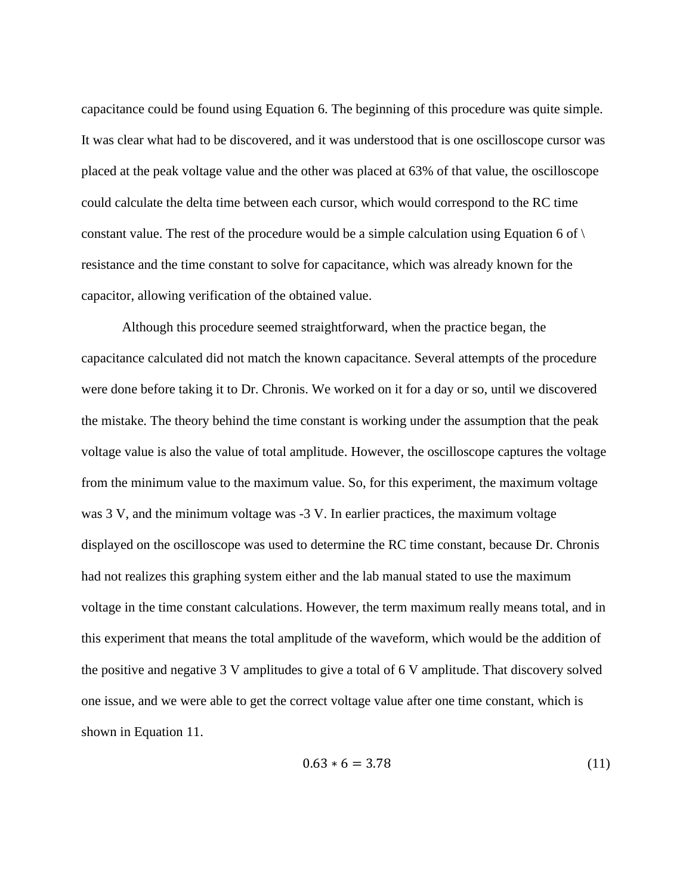capacitance could be found using Equation 6. The beginning of this procedure was quite simple. It was clear what had to be discovered, and it was understood that is one oscilloscope cursor was placed at the peak voltage value and the other was placed at 63% of that value, the oscilloscope could calculate the delta time between each cursor, which would correspond to the RC time constant value. The rest of the procedure would be a simple calculation using Equation 6 of \ resistance and the time constant to solve for capacitance, which was already known for the capacitor, allowing verification of the obtained value.

Although this procedure seemed straightforward, when the practice began, the capacitance calculated did not match the known capacitance. Several attempts of the procedure were done before taking it to Dr. Chronis. We worked on it for a day or so, until we discovered the mistake. The theory behind the time constant is working under the assumption that the peak voltage value is also the value of total amplitude. However, the oscilloscope captures the voltage from the minimum value to the maximum value. So, for this experiment, the maximum voltage was 3 V, and the minimum voltage was -3 V. In earlier practices, the maximum voltage displayed on the oscilloscope was used to determine the RC time constant, because Dr. Chronis had not realizes this graphing system either and the lab manual stated to use the maximum voltage in the time constant calculations. However, the term maximum really means total, and in this experiment that means the total amplitude of the waveform, which would be the addition of the positive and negative 3 V amplitudes to give a total of 6 V amplitude. That discovery solved one issue, and we were able to get the correct voltage value after one time constant, which is shown in Equation 11.

$$0.63 * 6 = 3.78 \tag{11}$$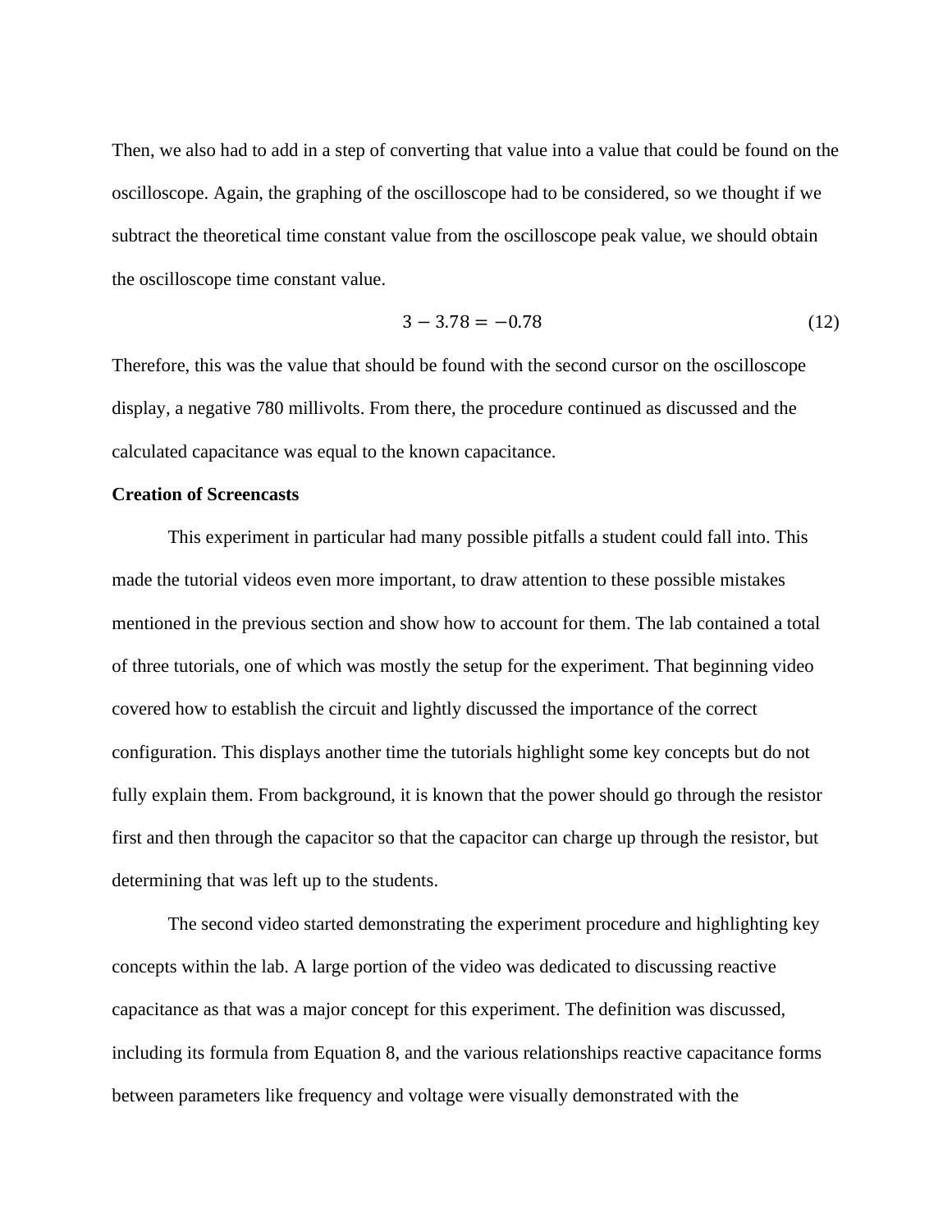Then, we also had to add in a step of converting that value into a value that could be found on the oscilloscope. Again, the graphing of the oscilloscope had to be considered, so we thought if we subtract the theoretical time constant value from the oscilloscope peak value, we should obtain the oscilloscope time constant value.

$$3 - 3.78 = -0.78 \tag{12}$$

Therefore, this was the value that should be found with the second cursor on the oscilloscope display, a negative 780 millivolts. From there, the procedure continued as discussed and the calculated capacitance was equal to the known capacitance.

**Creation of Screencasts**

This experiment in particular had many possible pitfalls a student could fall into. This made the tutorial videos even more important, to draw attention to these possible mistakes mentioned in the previous section and show how to account for them. The lab contained a total of three tutorials, one of which was mostly the setup for the experiment. That beginning video covered how to establish the circuit and lightly discussed the importance of the correct configuration. This displays another time the tutorials highlight some key concepts but do not fully explain them. From background, it is known that the power should go through the resistor first and then through the capacitor so that the capacitor can charge up through the resistor, but determining that was left up to the students.

The second video started demonstrating the experiment procedure and highlighting key concepts within the lab. A large portion of the video was dedicated to discussing reactive capacitance as that was a major concept for this experiment. The definition was discussed, including its formula from Equation 8, and the various relationships reactive capacitance forms between parameters like frequency and voltage were visually demonstrated with the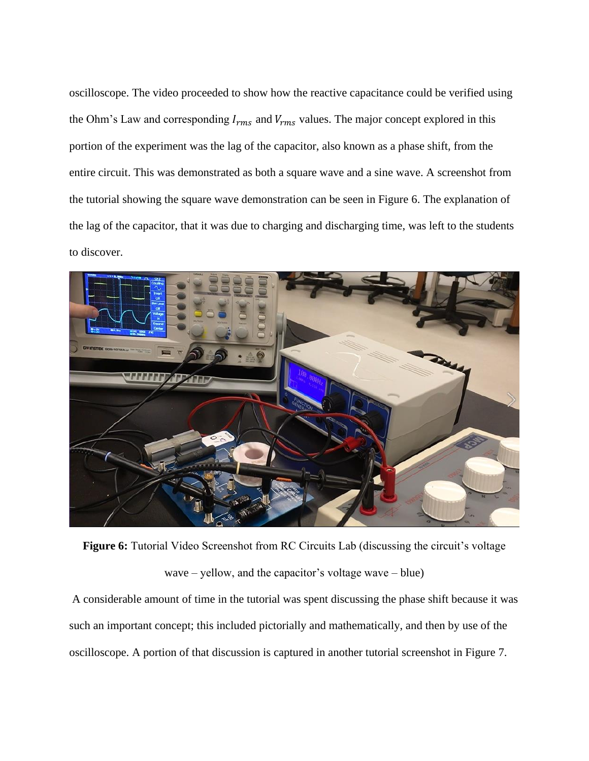oscilloscope. The video proceeded to show how the reactive capacitance could be verified using the Ohm's Law and corresponding $I_{rms}$ and $V_{rms}$ values. The major concept explored in this portion of the experiment was the lag of the capacitor, also known as a phase shift, from the entire circuit. This was demonstrated as both a square wave and a sine wave. A screenshot from the tutorial showing the square wave demonstration can be seen in Figure 6. The explanation of the lag of the capacitor, that it was due to charging and discharging time, was left to the students to discover.

**Figure 6:** Tutorial Video Screenshot from RC Circuits Lab (discussing the circuit's voltage wave – yellow, and the capacitor's voltage wave – blue)

A considerable amount of time in the tutorial was spent discussing the phase shift because it was such an important concept; this included pictorially and mathematically, and then by use of the oscilloscope. A portion of that discussion is captured in another tutorial screenshot in Figure 7.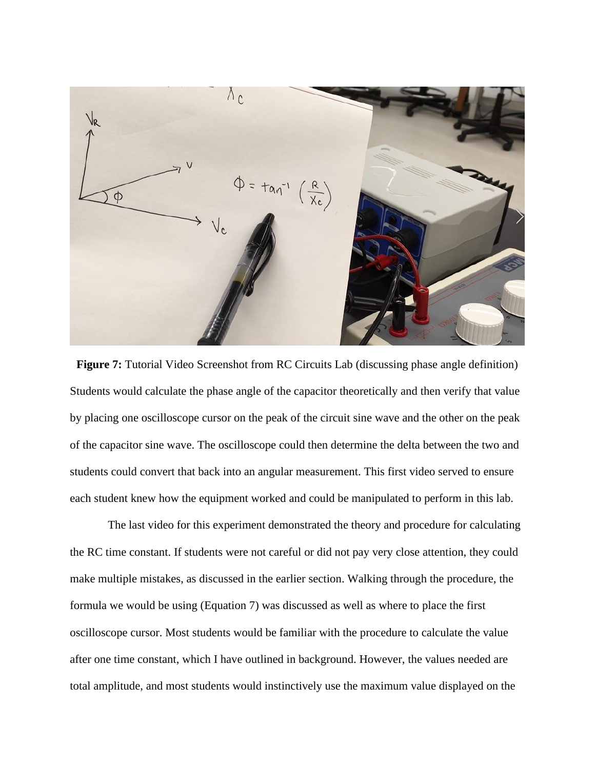**Figure 7:** Tutorial Video Screenshot from RC Circuits Lab (discussing phase angle definition)

Students would calculate the phase angle of the capacitor theoretically and then verify that value by placing one oscilloscope cursor on the peak of the circuit sine wave and the other on the peak of the capacitor sine wave. The oscilloscope could then determine the delta between the two and students could convert that back into an angular measurement. This first video served to ensure each student knew how the equipment worked and could be manipulated to perform in this lab.

The last video for this experiment demonstrated the theory and procedure for calculating the RC time constant. If students were not careful or did not pay very close attention, they could make multiple mistakes, as discussed in the earlier section. Walking through the procedure, the formula we would be using (Equation 7) was discussed as well as where to place the first oscilloscope cursor. Most students would be familiar with the procedure to calculate the value after one time constant, which I have outlined in background. However, the values needed are total amplitude, and most students would instinctively use the maximum value displayed on the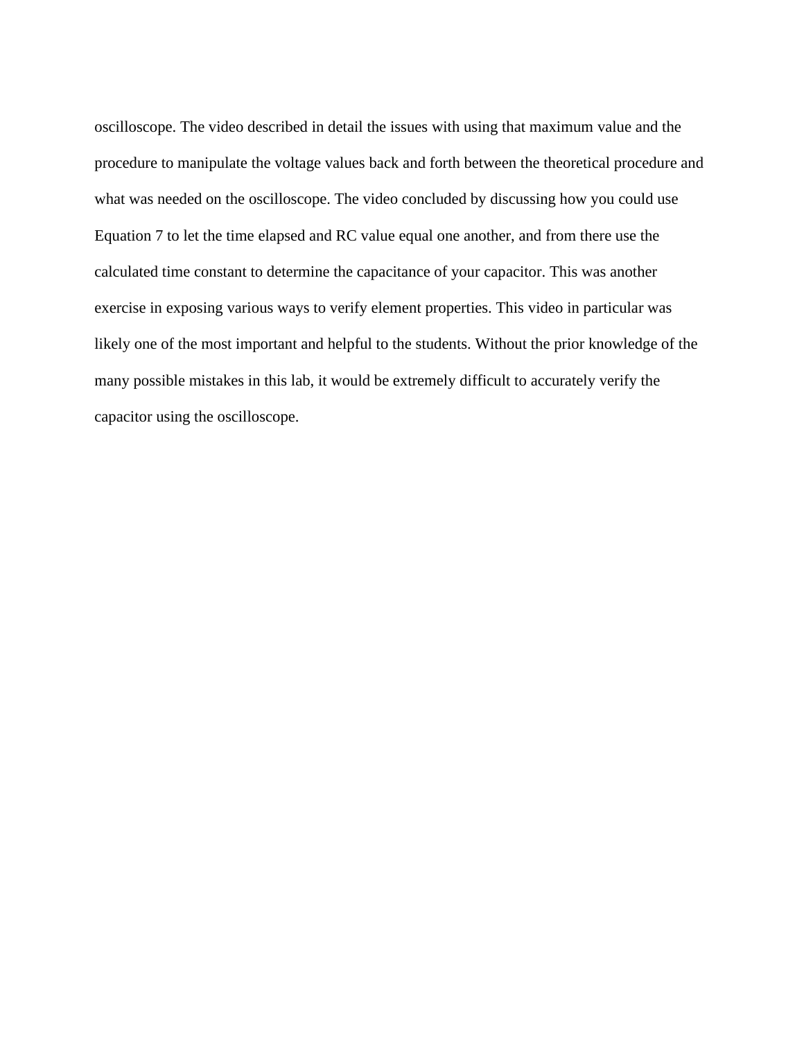oscilloscope. The video described in detail the issues with using that maximum value and the procedure to manipulate the voltage values back and forth between the theoretical procedure and what was needed on the oscilloscope. The video concluded by discussing how you could use Equation 7 to let the time elapsed and RC value equal one another, and from there use the calculated time constant to determine the capacitance of your capacitor. This was another exercise in exposing various ways to verify element properties. This video in particular was likely one of the most important and helpful to the students. Without the prior knowledge of the many possible mistakes in this lab, it would be extremely difficult to accurately verify the capacitor using the oscilloscope.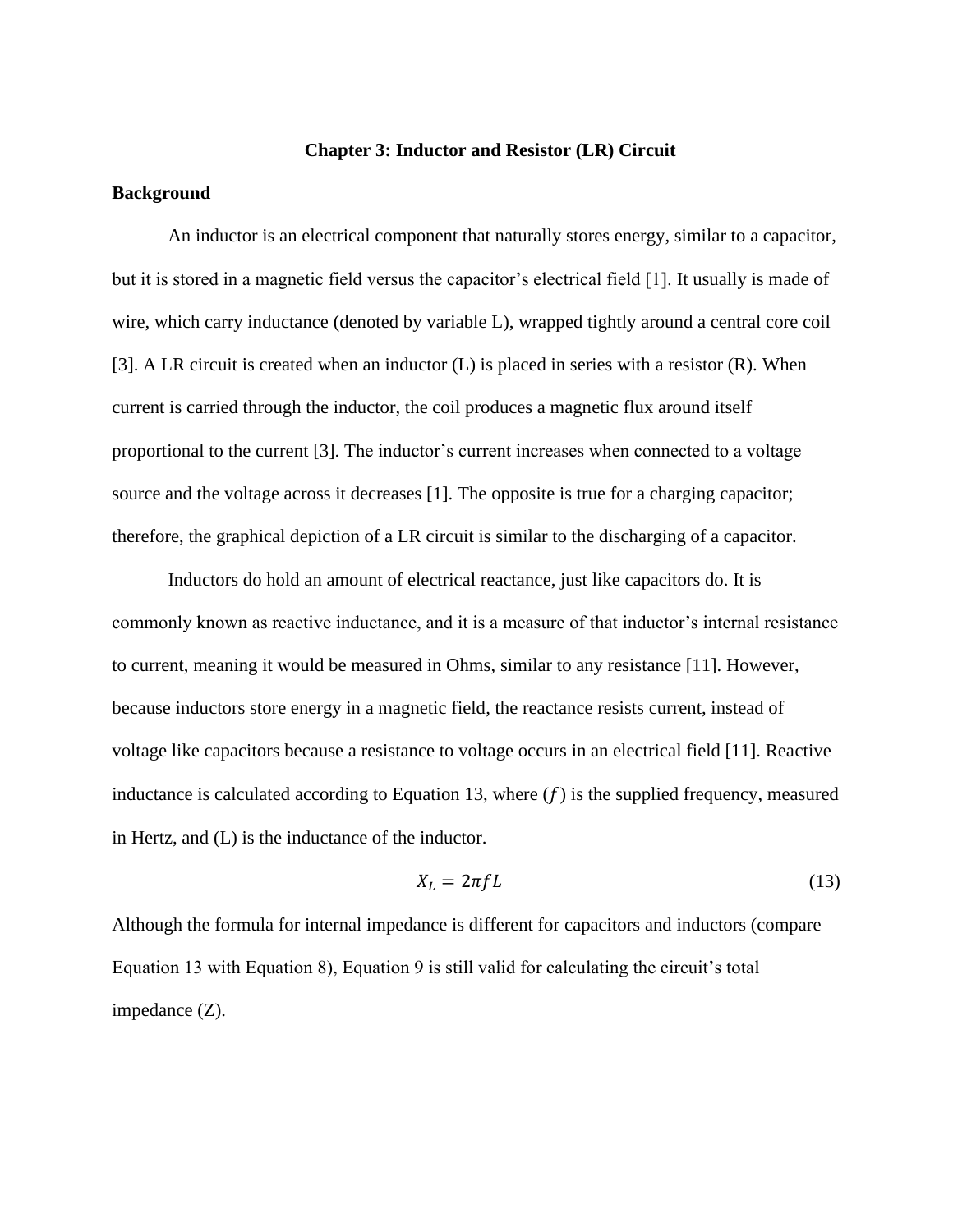## Chapter 3: Inductor and Resistor (LR) Circuit

### Background

An inductor is an electrical component that naturally stores energy, similar to a capacitor, but it is stored in a magnetic field versus the capacitor's electrical field [1]. It usually is made of wire, which carry inductance (denoted by variable L), wrapped tightly around a central core coil [3]. A LR circuit is created when an inductor (L) is placed in series with a resistor (R). When current is carried through the inductor, the coil produces a magnetic flux around itself proportional to the current [3]. The inductor's current increases when connected to a voltage source and the voltage across it decreases [1]. The opposite is true for a charging capacitor; therefore, the graphical depiction of a LR circuit is similar to the discharging of a capacitor.

Inductors do hold an amount of electrical reactance, just like capacitors do. It is commonly known as reactive inductance, and it is a measure of that inductor's internal resistance to current, meaning it would be measured in Ohms, similar to any resistance [11]. However, because inductors store energy in a magnetic field, the reactance resists current, instead of voltage like capacitors because a resistance to voltage occurs in an electrical field [11]. Reactive inductance is calculated according to Equation 13, where ($f$) is the supplied frequency, measured in Hertz, and (L) is the inductance of the inductor.

$$X_L = 2\pi f L \tag{13}$$

Although the formula for internal impedance is different for capacitors and inductors (compare Equation 13 with Equation 8), Equation 9 is still valid for calculating the circuit's total impedance (Z).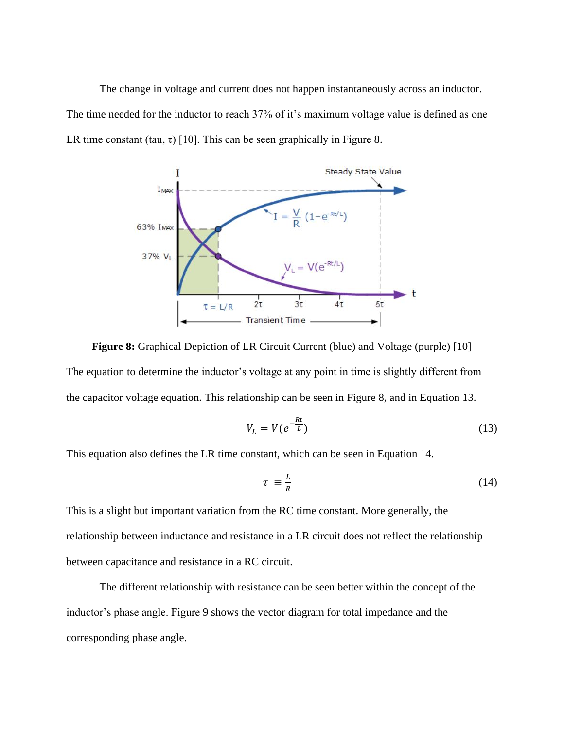The change in voltage and current does not happen instantaneously across an inductor. The time needed for the inductor to reach 37% of it's maximum voltage value is defined as one LR time constant (tau, τ) [10]. This can be seen graphically in Figure 8.

**Figure 8:** Graphical Depiction of LR Circuit Current (blue) and Voltage (purple) [10]

The equation to determine the inductor's voltage at any point in time is slightly different from the capacitor voltage equation. This relationship can be seen in Figure 8, and in Equation 13.

$$V_L = V(e^{-\frac{Rt}{L}}) \tag{13}$$

This equation also defines the LR time constant, which can be seen in Equation 14.

$$\tau \equiv \frac{L}{R} \tag{14}$$

This is a slight but important variation from the RC time constant. More generally, the relationship between inductance and resistance in a LR circuit does not reflect the relationship between capacitance and resistance in a RC circuit.

The different relationship with resistance can be seen better within the concept of the inductor's phase angle. Figure 9 shows the vector diagram for total impedance and the corresponding phase angle.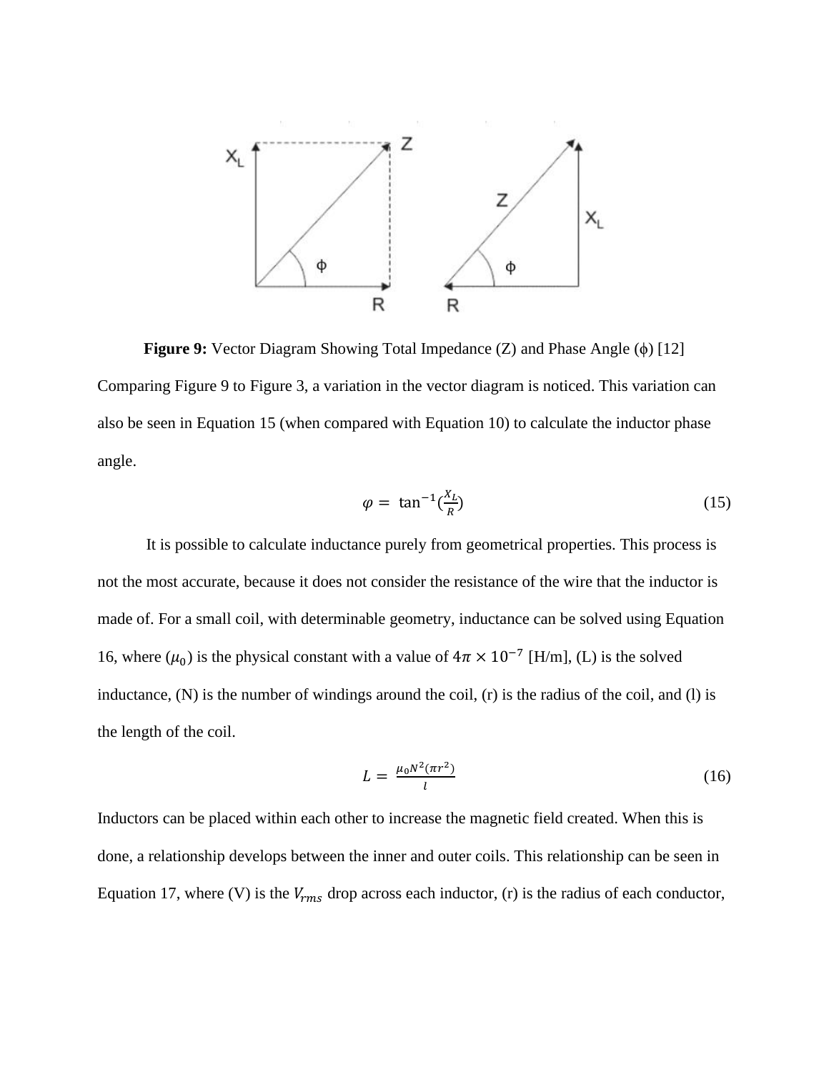**Figure 9:** Vector Diagram Showing Total Impedance (Z) and Phase Angle ($\phi$) [12]

Comparing Figure 9 to Figure 3, a variation in the vector diagram is noticed. This variation can also be seen in Equation 15 (when compared with Equation 10) to calculate the inductor phase angle.

$$\varphi = \tan^{-1}(\frac{X_L}{R}) \tag{15}$$

It is possible to calculate inductance purely from geometrical properties. This process is not the most accurate, because it does not consider the resistance of the wire that the inductor is made of. For a small coil, with determinable geometry, inductance can be solved using Equation 16, where ($\mu_0$) is the physical constant with a value of $4\pi \times 10^{-7}$ [H/m], (L) is the solved inductance, (N) is the number of windings around the coil, (r) is the radius of the coil, and (l) is the length of the coil.

$$L = \frac{\mu_0 N^2 (\pi r^2)}{l} \tag{16}$$

Inductors can be placed within each other to increase the magnetic field created. When this is done, a relationship develops between the inner and outer coils. This relationship can be seen in Equation 17, where (V) is the $V_{rms}$ drop across each inductor, (r) is the radius of each conductor,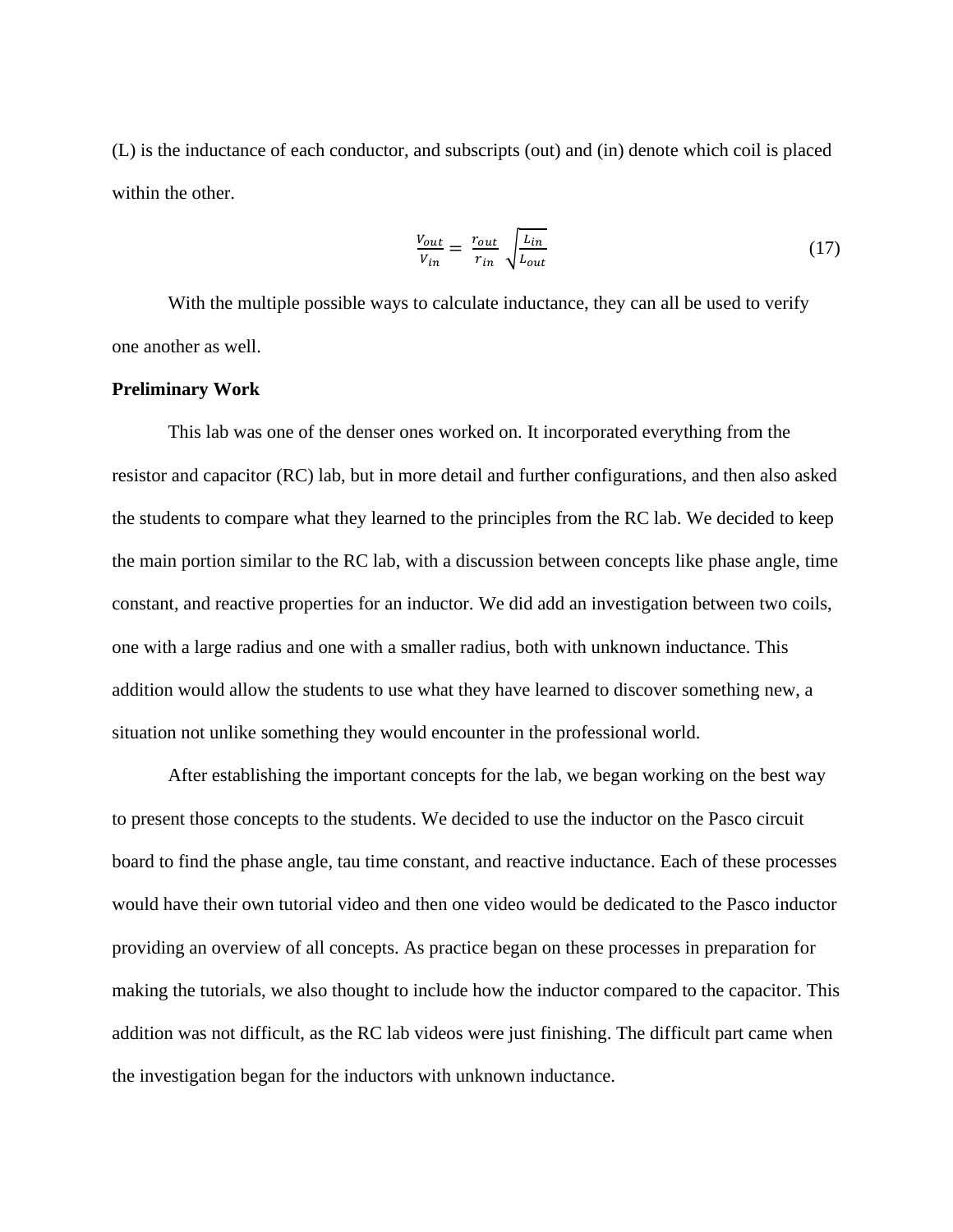(L) is the inductance of each conductor, and subscripts (out) and (in) denote which coil is placed within the other.

$$\frac{V_{out}}{V_{in}} = \frac{r_{out}}{r_{in}} \sqrt{\frac{L_{in}}{L_{out}}} \tag{17}$$

With the multiple possible ways to calculate inductance, they can all be used to verify one another as well.

**Preliminary Work**

This lab was one of the denser ones worked on. It incorporated everything from the resistor and capacitor (RC) lab, but in more detail and further configurations, and then also asked the students to compare what they learned to the principles from the RC lab. We decided to keep the main portion similar to the RC lab, with a discussion between concepts like phase angle, time constant, and reactive properties for an inductor. We did add an investigation between two coils, one with a large radius and one with a smaller radius, both with unknown inductance. This addition would allow the students to use what they have learned to discover something new, a situation not unlike something they would encounter in the professional world.

After establishing the important concepts for the lab, we began working on the best way to present those concepts to the students. We decided to use the inductor on the Pasco circuit board to find the phase angle, tau time constant, and reactive inductance. Each of these processes would have their own tutorial video and then one video would be dedicated to the Pasco inductor providing an overview of all concepts. As practice began on these processes in preparation for making the tutorials, we also thought to include how the inductor compared to the capacitor. This addition was not difficult, as the RC lab videos were just finishing. The difficult part came when the investigation began for the inductors with unknown inductance.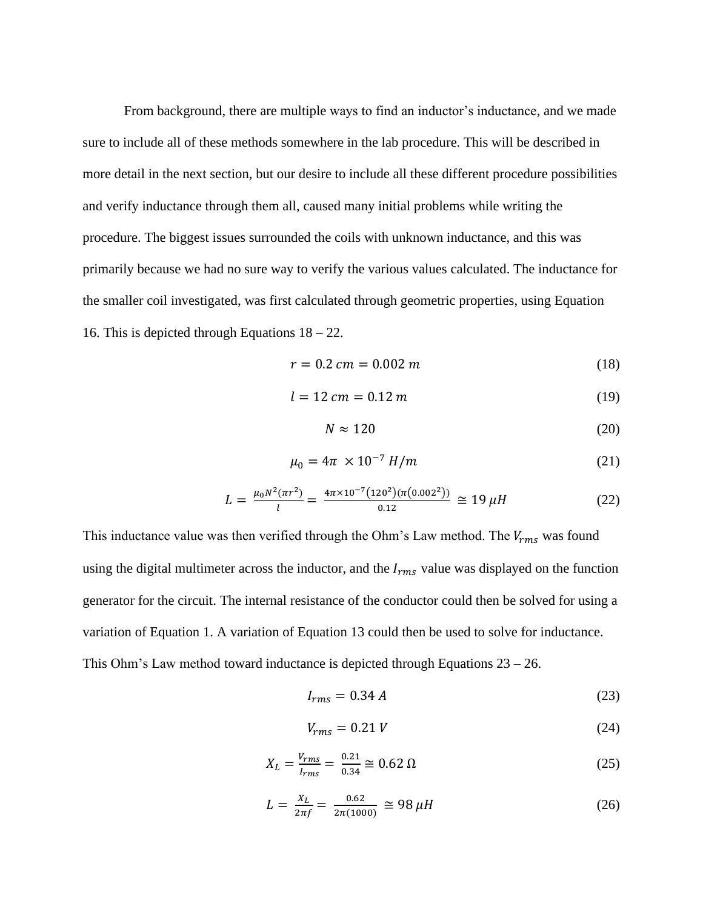From background, there are multiple ways to find an inductor's inductance, and we made sure to include all of these methods somewhere in the lab procedure. This will be described in more detail in the next section, but our desire to include all these different procedure possibilities and verify inductance through them all, caused many initial problems while writing the procedure. The biggest issues surrounded the coils with unknown inductance, and this was primarily because we had no sure way to verify the various values calculated. The inductance for the smaller coil investigated, was first calculated through geometric properties, using Equation 16. This is depicted through Equations 18 – 22.

$$r = 0.2\ cm = 0.002\ m \tag{18}$$

$$l = 12\ cm = 0.12\ m \tag{19}$$

$$N \approx 120 \tag{20}$$

$$\mu_0 = 4\pi\ \times 10^{-7}\ H/m \tag{21}$$

$$L = \frac{\mu_0 N^2(\pi r^2)}{l} = \frac{4\pi \times 10^{-7}(120^2)(\pi(0.002^2))}{0.12} \cong 19\ \mu H \tag{22}$$

This inductance value was then verified through the Ohm's Law method. The $V_{rms}$ was found using the digital multimeter across the inductor, and the $I_{rms}$ value was displayed on the function generator for the circuit. The internal resistance of the conductor could then be solved for using a variation of Equation 1. A variation of Equation 13 could then be used to solve for inductance. This Ohm's Law method toward inductance is depicted through Equations 23 – 26.

$$I_{rms} = 0.34\ A \tag{23}$$

$$V_{rms} = 0.21\ V \tag{24}$$

$$X_L = \frac{V_{rms}}{I_{rms}} = \frac{0.21}{0.34} \cong 0.62\ \Omega \tag{25}$$

$$L = \frac{X_L}{2\pi f} = \frac{0.62}{2\pi(1000)} \cong 98\ \mu H \tag{26}$$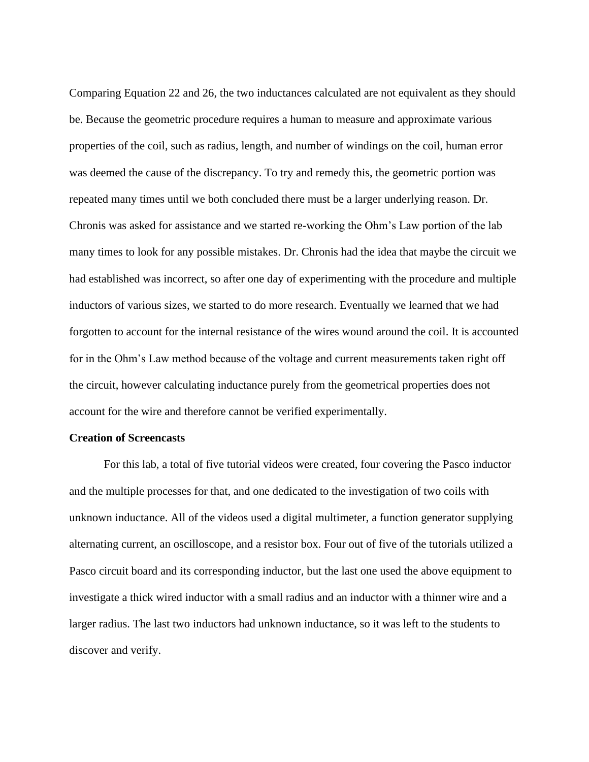Comparing Equation 22 and 26, the two inductances calculated are not equivalent as they should be. Because the geometric procedure requires a human to measure and approximate various properties of the coil, such as radius, length, and number of windings on the coil, human error was deemed the cause of the discrepancy. To try and remedy this, the geometric portion was repeated many times until we both concluded there must be a larger underlying reason. Dr. Chronis was asked for assistance and we started re-working the Ohm's Law portion of the lab many times to look for any possible mistakes. Dr. Chronis had the idea that maybe the circuit we had established was incorrect, so after one day of experimenting with the procedure and multiple inductors of various sizes, we started to do more research. Eventually we learned that we had forgotten to account for the internal resistance of the wires wound around the coil. It is accounted for in the Ohm's Law method because of the voltage and current measurements taken right off the circuit, however calculating inductance purely from the geometrical properties does not account for the wire and therefore cannot be verified experimentally.

**Creation of Screencasts**

For this lab, a total of five tutorial videos were created, four covering the Pasco inductor and the multiple processes for that, and one dedicated to the investigation of two coils with unknown inductance. All of the videos used a digital multimeter, a function generator supplying alternating current, an oscilloscope, and a resistor box. Four out of five of the tutorials utilized a Pasco circuit board and its corresponding inductor, but the last one used the above equipment to investigate a thick wired inductor with a small radius and an inductor with a thinner wire and a larger radius. The last two inductors had unknown inductance, so it was left to the students to discover and verify.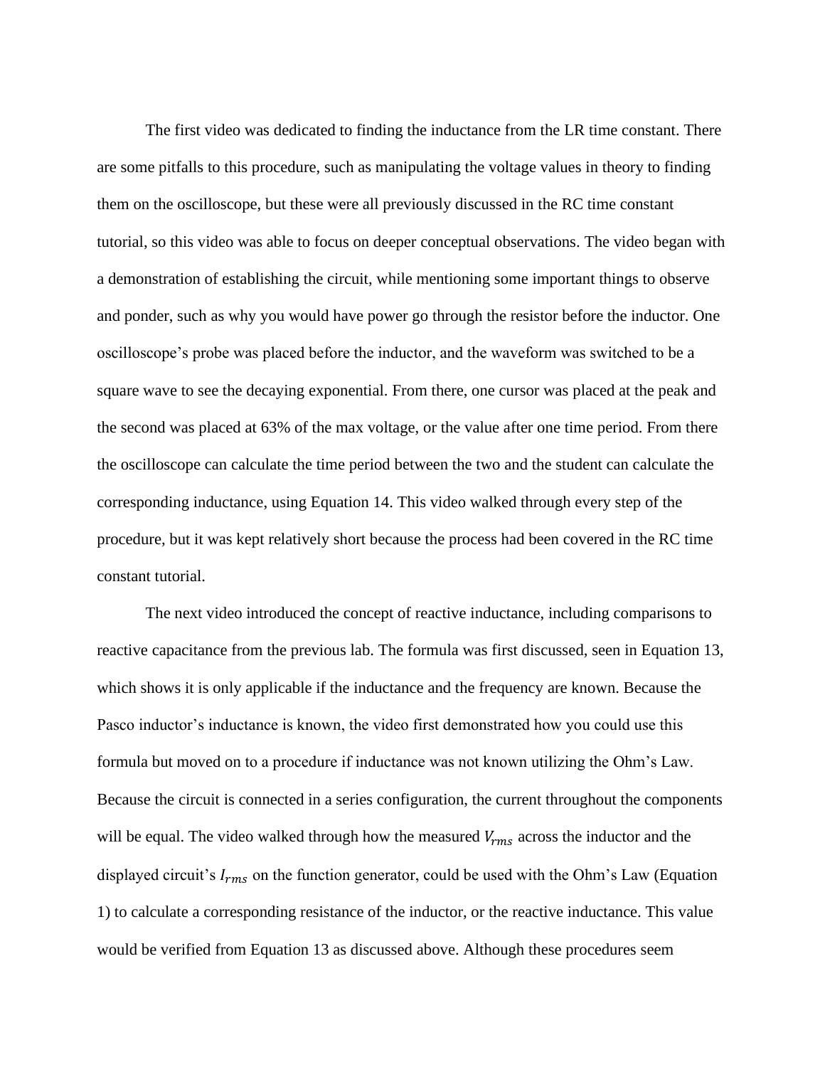The first video was dedicated to finding the inductance from the LR time constant. There are some pitfalls to this procedure, such as manipulating the voltage values in theory to finding them on the oscilloscope, but these were all previously discussed in the RC time constant tutorial, so this video was able to focus on deeper conceptual observations. The video began with a demonstration of establishing the circuit, while mentioning some important things to observe and ponder, such as why you would have power go through the resistor before the inductor. One oscilloscope's probe was placed before the inductor, and the waveform was switched to be a square wave to see the decaying exponential. From there, one cursor was placed at the peak and the second was placed at 63% of the max voltage, or the value after one time period. From there the oscilloscope can calculate the time period between the two and the student can calculate the corresponding inductance, using Equation 14. This video walked through every step of the procedure, but it was kept relatively short because the process had been covered in the RC time constant tutorial.

The next video introduced the concept of reactive inductance, including comparisons to reactive capacitance from the previous lab. The formula was first discussed, seen in Equation 13, which shows it is only applicable if the inductance and the frequency are known. Because the Pasco inductor's inductance is known, the video first demonstrated how you could use this formula but moved on to a procedure if inductance was not known utilizing the Ohm's Law. Because the circuit is connected in a series configuration, the current throughout the components will be equal. The video walked through how the measured $V_{rms}$ across the inductor and the displayed circuit's $I_{rms}$ on the function generator, could be used with the Ohm's Law (Equation 1) to calculate a corresponding resistance of the inductor, or the reactive inductance. This value would be verified from Equation 13 as discussed above. Although these procedures seem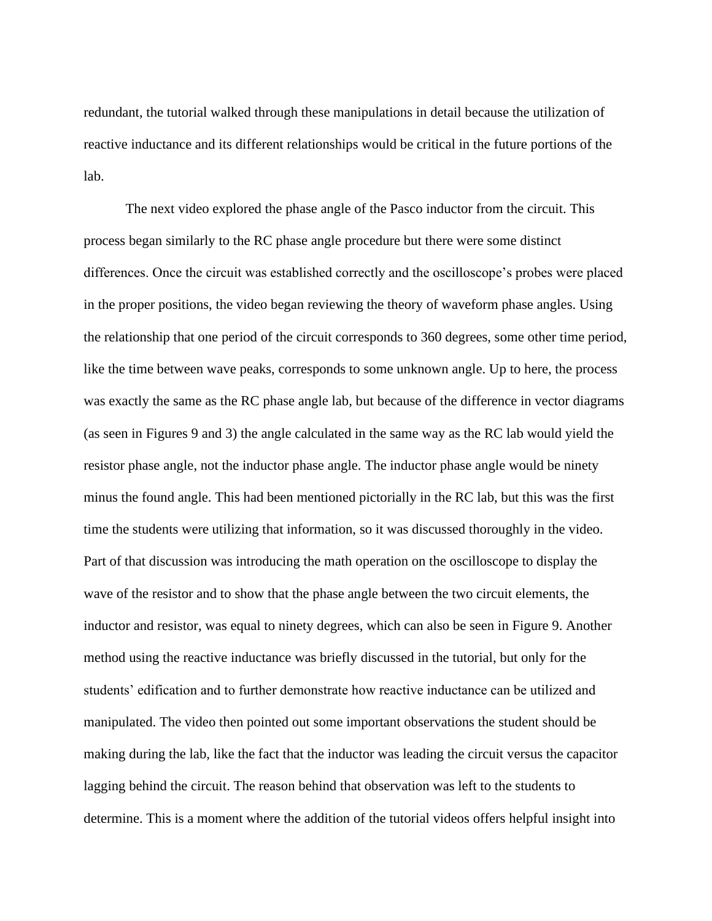redundant, the tutorial walked through these manipulations in detail because the utilization of reactive inductance and its different relationships would be critical in the future portions of the lab.

The next video explored the phase angle of the Pasco inductor from the circuit. This process began similarly to the RC phase angle procedure but there were some distinct differences. Once the circuit was established correctly and the oscilloscope's probes were placed in the proper positions, the video began reviewing the theory of waveform phase angles. Using the relationship that one period of the circuit corresponds to 360 degrees, some other time period, like the time between wave peaks, corresponds to some unknown angle. Up to here, the process was exactly the same as the RC phase angle lab, but because of the difference in vector diagrams (as seen in Figures 9 and 3) the angle calculated in the same way as the RC lab would yield the resistor phase angle, not the inductor phase angle. The inductor phase angle would be ninety minus the found angle. This had been mentioned pictorially in the RC lab, but this was the first time the students were utilizing that information, so it was discussed thoroughly in the video. Part of that discussion was introducing the math operation on the oscilloscope to display the wave of the resistor and to show that the phase angle between the two circuit elements, the inductor and resistor, was equal to ninety degrees, which can also be seen in Figure 9. Another method using the reactive inductance was briefly discussed in the tutorial, but only for the students' edification and to further demonstrate how reactive inductance can be utilized and manipulated. The video then pointed out some important observations the student should be making during the lab, like the fact that the inductor was leading the circuit versus the capacitor lagging behind the circuit. The reason behind that observation was left to the students to determine. This is a moment where the addition of the tutorial videos offers helpful insight into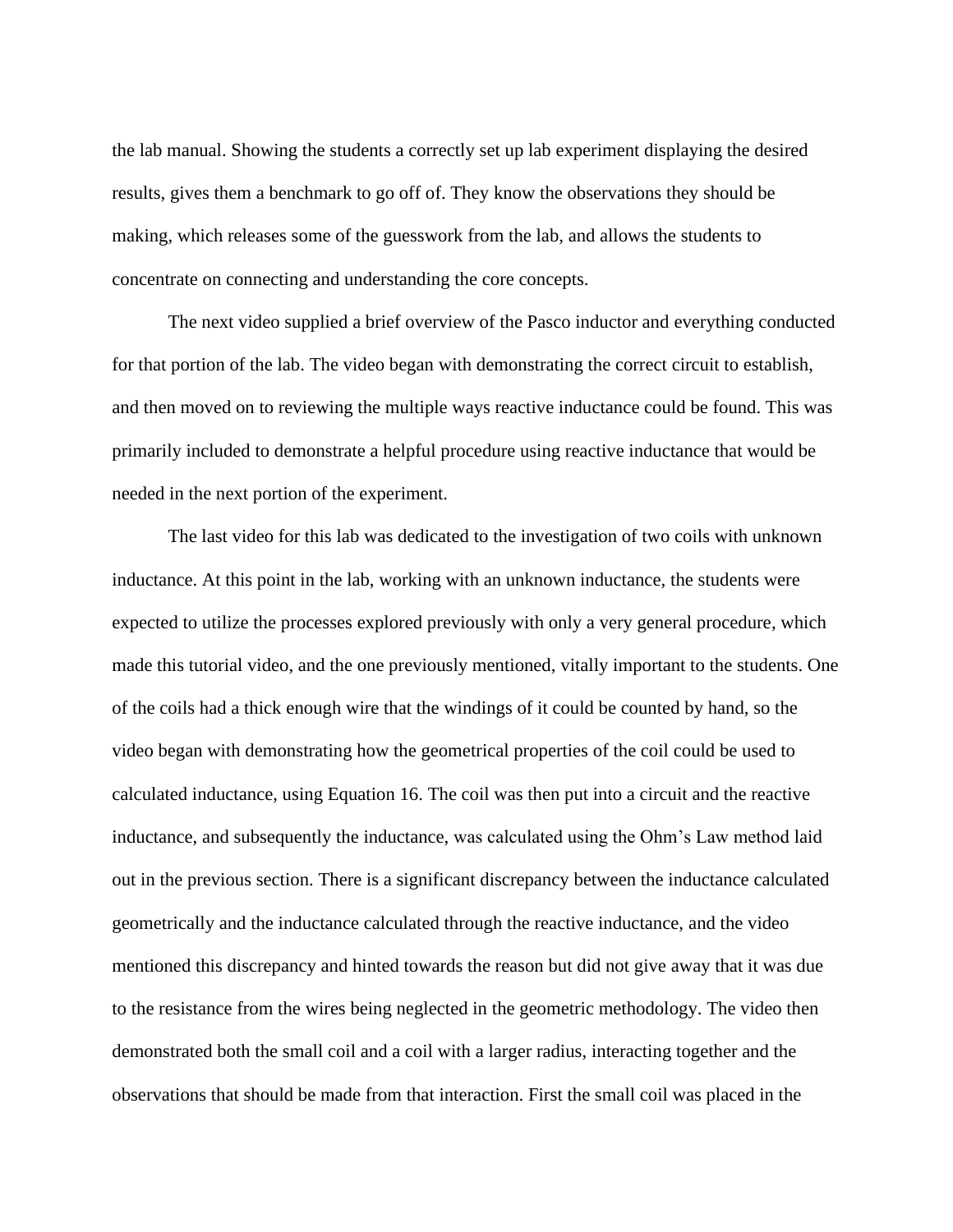the lab manual. Showing the students a correctly set up lab experiment displaying the desired results, gives them a benchmark to go off of. They know the observations they should be making, which releases some of the guesswork from the lab, and allows the students to concentrate on connecting and understanding the core concepts.

The next video supplied a brief overview of the Pasco inductor and everything conducted for that portion of the lab. The video began with demonstrating the correct circuit to establish, and then moved on to reviewing the multiple ways reactive inductance could be found. This was primarily included to demonstrate a helpful procedure using reactive inductance that would be needed in the next portion of the experiment.

The last video for this lab was dedicated to the investigation of two coils with unknown inductance. At this point in the lab, working with an unknown inductance, the students were expected to utilize the processes explored previously with only a very general procedure, which made this tutorial video, and the one previously mentioned, vitally important to the students. One of the coils had a thick enough wire that the windings of it could be counted by hand, so the video began with demonstrating how the geometrical properties of the coil could be used to calculated inductance, using Equation 16. The coil was then put into a circuit and the reactive inductance, and subsequently the inductance, was calculated using the Ohm's Law method laid out in the previous section. There is a significant discrepancy between the inductance calculated geometrically and the inductance calculated through the reactive inductance, and the video mentioned this discrepancy and hinted towards the reason but did not give away that it was due to the resistance from the wires being neglected in the geometric methodology. The video then demonstrated both the small coil and a coil with a larger radius, interacting together and the observations that should be made from that interaction. First the small coil was placed in the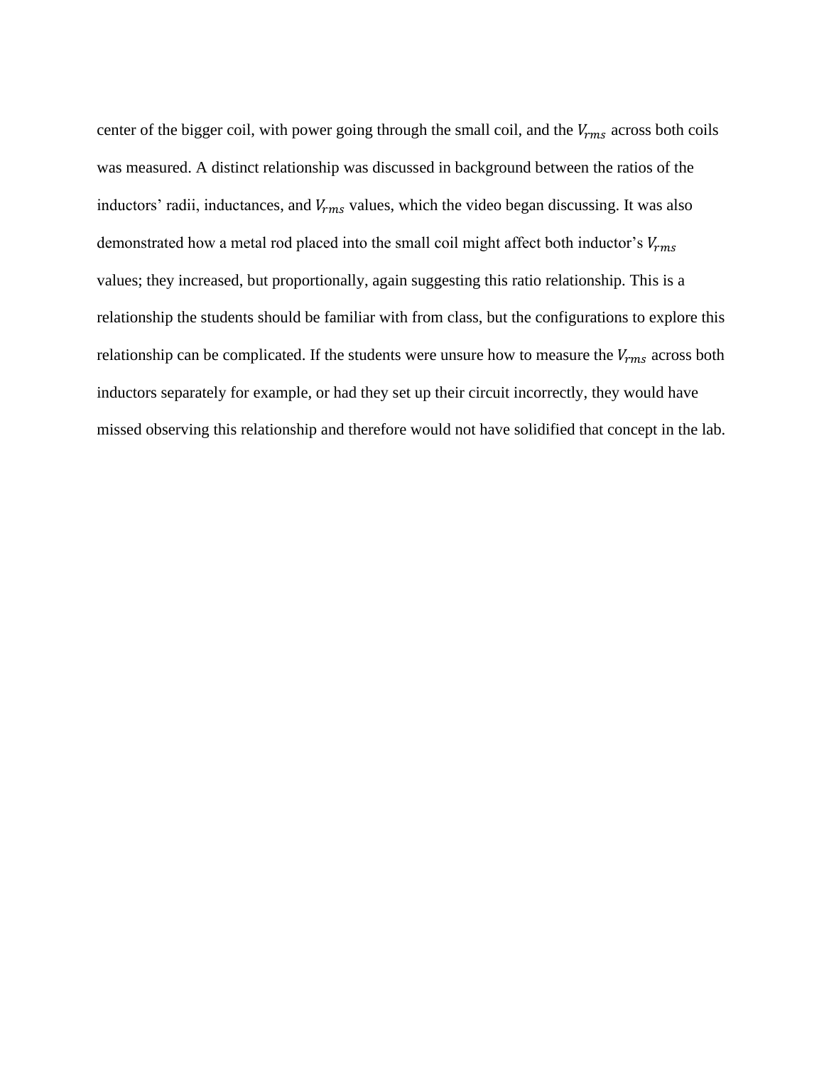center of the bigger coil, with power going through the small coil, and the $V_{rms}$ across both coils was measured. A distinct relationship was discussed in background between the ratios of the inductors' radii, inductances, and $V_{rms}$ values, which the video began discussing. It was also demonstrated how a metal rod placed into the small coil might affect both inductor's $V_{rms}$ values; they increased, but proportionally, again suggesting this ratio relationship. This is a relationship the students should be familiar with from class, but the configurations to explore this relationship can be complicated. If the students were unsure how to measure the $V_{rms}$ across both inductors separately for example, or had they set up their circuit incorrectly, they would have missed observing this relationship and therefore would not have solidified that concept in the lab.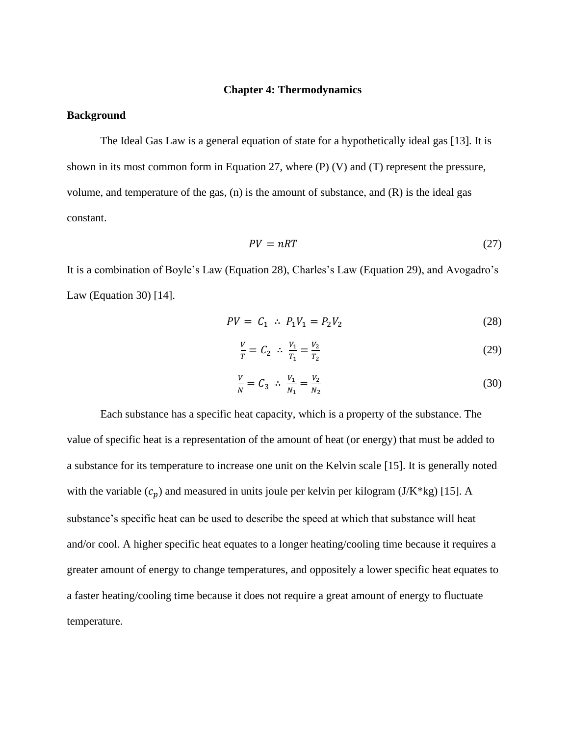# Chapter 4: Thermodynamics

## Background

The Ideal Gas Law is a general equation of state for a hypothetically ideal gas [13]. It is shown in its most common form in Equation 27, where (P) (V) and (T) represent the pressure, volume, and temperature of the gas, (n) is the amount of substance, and (R) is the ideal gas constant.

$$PV = nRT \tag{27}$$

It is a combination of Boyle's Law (Equation 28), Charles's Law (Equation 29), and Avogadro's Law (Equation 30) [14].

$$PV = C_1 \ \therefore \ P_1V_1 = P_2V_2 \tag{28}$$

$$\frac{V}{T} = C_2 \ \therefore \ \frac{V_1}{T_1} = \frac{V_2}{T_2} \tag{29}$$

$$\frac{V}{N} = C_3 \ \therefore \ \frac{V_1}{N_1} = \frac{V_2}{N_2} \tag{30}$$

Each substance has a specific heat capacity, which is a property of the substance. The value of specific heat is a representation of the amount of heat (or energy) that must be added to a substance for its temperature to increase one unit on the Kelvin scale [15]. It is generally noted with the variable ($c_p$) and measured in units joule per kelvin per kilogram (J/K*kg) [15]. A substance's specific heat can be used to describe the speed at which that substance will heat and/or cool. A higher specific heat equates to a longer heating/cooling time because it requires a greater amount of energy to change temperatures, and oppositely a lower specific heat equates to a faster heating/cooling time because it does not require a great amount of energy to fluctuate temperature.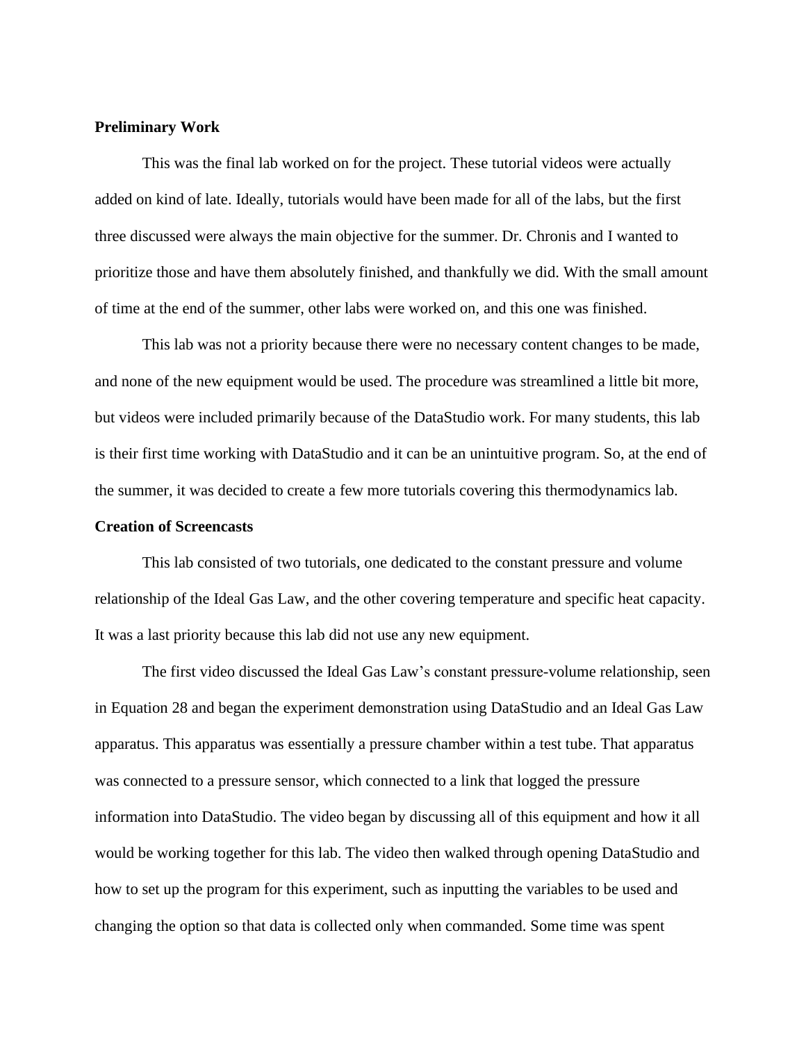**Preliminary Work**

This was the final lab worked on for the project. These tutorial videos were actually added on kind of late. Ideally, tutorials would have been made for all of the labs, but the first three discussed were always the main objective for the summer. Dr. Chronis and I wanted to prioritize those and have them absolutely finished, and thankfully we did. With the small amount of time at the end of the summer, other labs were worked on, and this one was finished.

This lab was not a priority because there were no necessary content changes to be made, and none of the new equipment would be used. The procedure was streamlined a little bit more, but videos were included primarily because of the DataStudio work. For many students, this lab is their first time working with DataStudio and it can be an unintuitive program. So, at the end of the summer, it was decided to create a few more tutorials covering this thermodynamics lab.

**Creation of Screencasts**

This lab consisted of two tutorials, one dedicated to the constant pressure and volume relationship of the Ideal Gas Law, and the other covering temperature and specific heat capacity. It was a last priority because this lab did not use any new equipment.

The first video discussed the Ideal Gas Law's constant pressure-volume relationship, seen in Equation 28 and began the experiment demonstration using DataStudio and an Ideal Gas Law apparatus. This apparatus was essentially a pressure chamber within a test tube. That apparatus was connected to a pressure sensor, which connected to a link that logged the pressure information into DataStudio. The video began by discussing all of this equipment and how it all would be working together for this lab. The video then walked through opening DataStudio and how to set up the program for this experiment, such as inputting the variables to be used and changing the option so that data is collected only when commanded. Some time was spent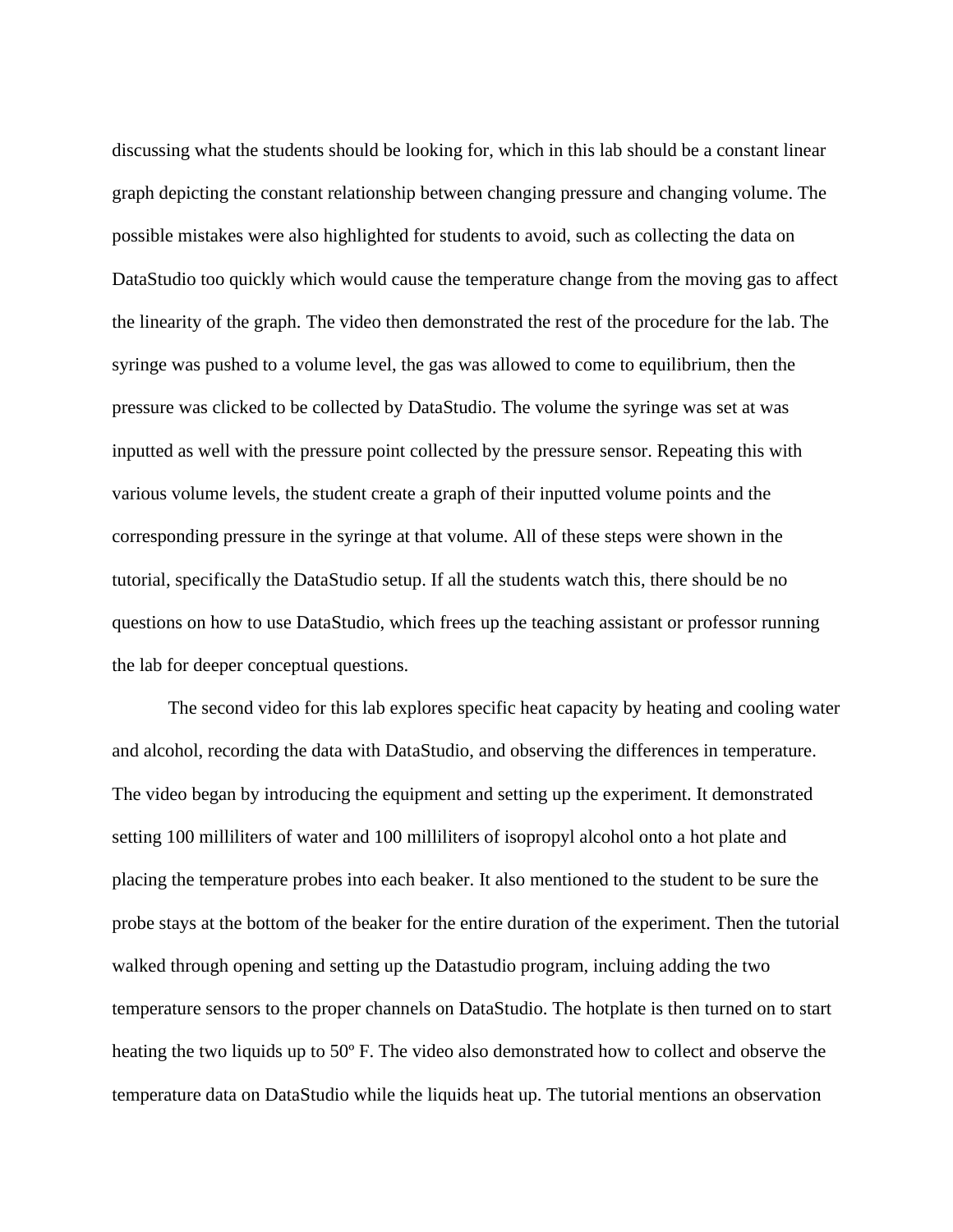discussing what the students should be looking for, which in this lab should be a constant linear graph depicting the constant relationship between changing pressure and changing volume. The possible mistakes were also highlighted for students to avoid, such as collecting the data on DataStudio too quickly which would cause the temperature change from the moving gas to affect the linearity of the graph. The video then demonstrated the rest of the procedure for the lab. The syringe was pushed to a volume level, the gas was allowed to come to equilibrium, then the pressure was clicked to be collected by DataStudio. The volume the syringe was set at was inputted as well with the pressure point collected by the pressure sensor. Repeating this with various volume levels, the student create a graph of their inputted volume points and the corresponding pressure in the syringe at that volume. All of these steps were shown in the tutorial, specifically the DataStudio setup. If all the students watch this, there should be no questions on how to use DataStudio, which frees up the teaching assistant or professor running the lab for deeper conceptual questions.

The second video for this lab explores specific heat capacity by heating and cooling water and alcohol, recording the data with DataStudio, and observing the differences in temperature. The video began by introducing the equipment and setting up the experiment. It demonstrated setting 100 milliliters of water and 100 milliliters of isopropyl alcohol onto a hot plate and placing the temperature probes into each beaker. It also mentioned to the student to be sure the probe stays at the bottom of the beaker for the entire duration of the experiment. Then the tutorial walked through opening and setting up the Datastudio program, incluing adding the two temperature sensors to the proper channels on DataStudio. The hotplate is then turned on to start heating the two liquids up to 50º F. The video also demonstrated how to collect and observe the temperature data on DataStudio while the liquids heat up. The tutorial mentions an observation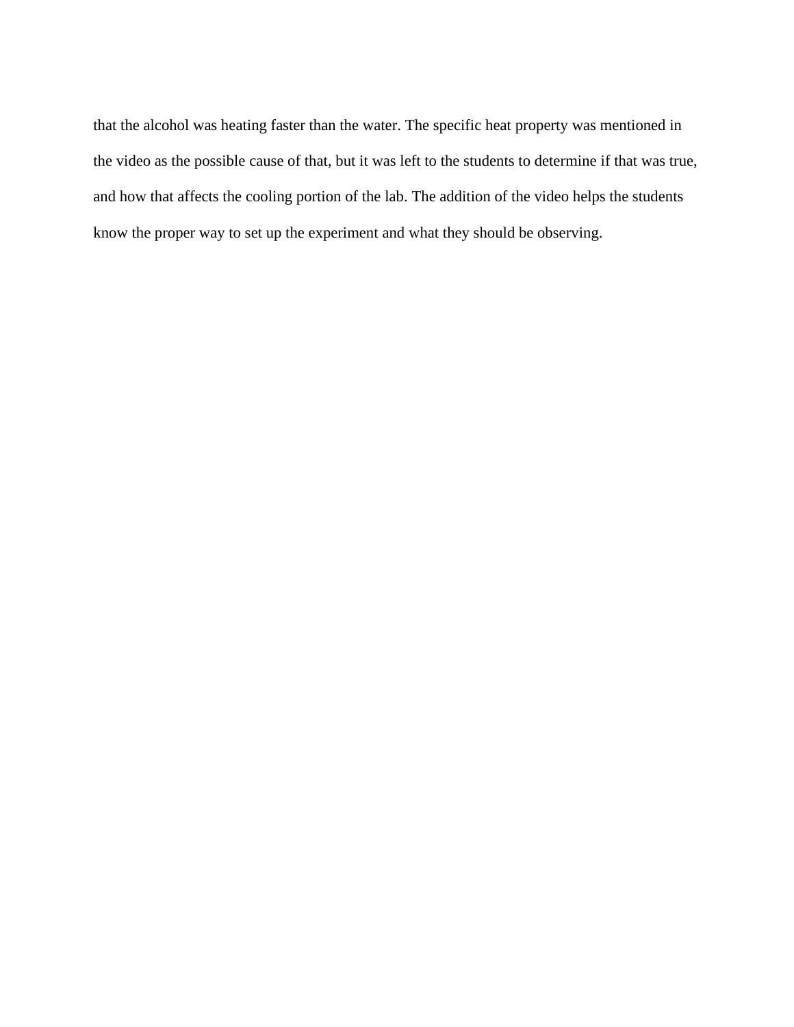that the alcohol was heating faster than the water. The specific heat property was mentioned in the video as the possible cause of that, but it was left to the students to determine if that was true, and how that affects the cooling portion of the lab. The addition of the video helps the students know the proper way to set up the experiment and what they should be observing.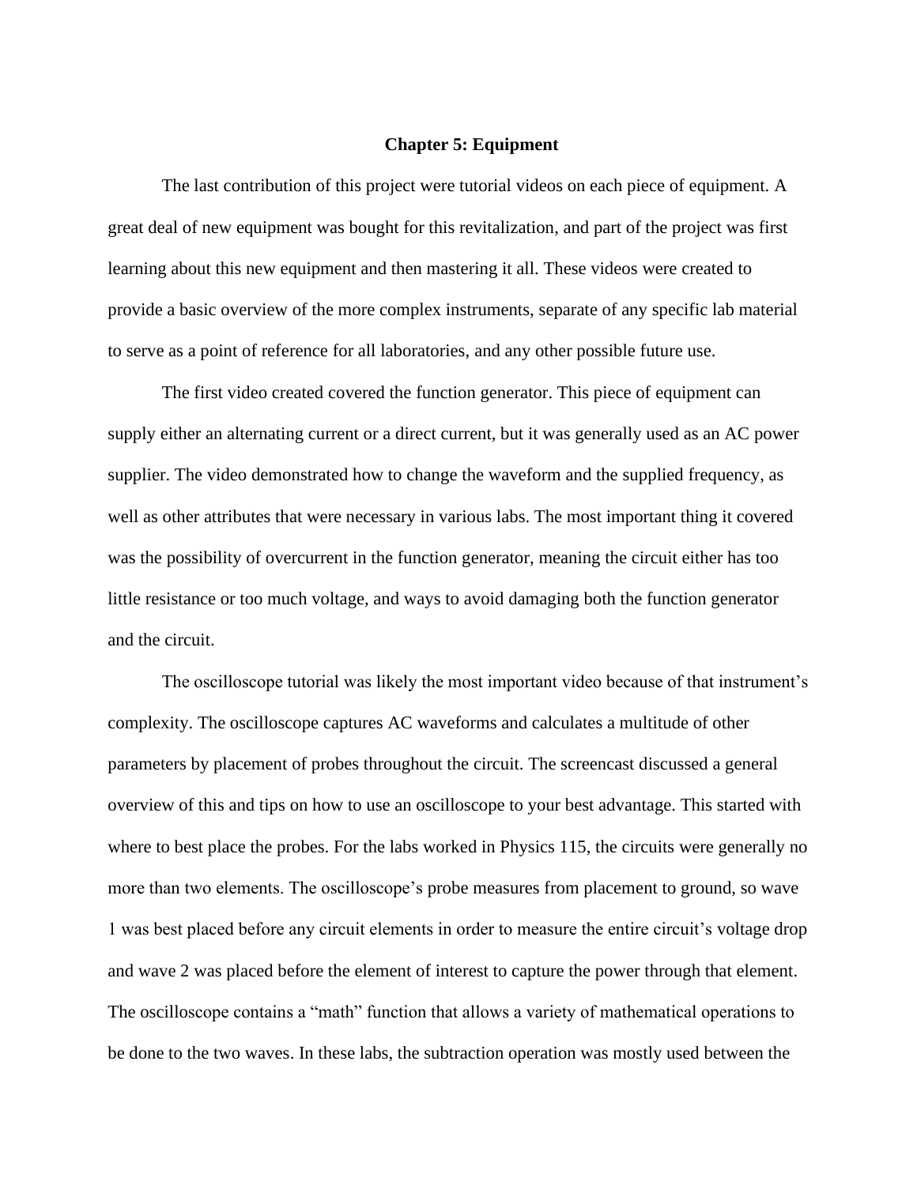# Chapter 5: Equipment

The last contribution of this project were tutorial videos on each piece of equipment. A great deal of new equipment was bought for this revitalization, and part of the project was first learning about this new equipment and then mastering it all. These videos were created to provide a basic overview of the more complex instruments, separate of any specific lab material to serve as a point of reference for all laboratories, and any other possible future use.

The first video created covered the function generator. This piece of equipment can supply either an alternating current or a direct current, but it was generally used as an AC power supplier. The video demonstrated how to change the waveform and the supplied frequency, as well as other attributes that were necessary in various labs. The most important thing it covered was the possibility of overcurrent in the function generator, meaning the circuit either has too little resistance or too much voltage, and ways to avoid damaging both the function generator and the circuit.

The oscilloscope tutorial was likely the most important video because of that instrument's complexity. The oscilloscope captures AC waveforms and calculates a multitude of other parameters by placement of probes throughout the circuit. The screencast discussed a general overview of this and tips on how to use an oscilloscope to your best advantage. This started with where to best place the probes. For the labs worked in Physics 115, the circuits were generally no more than two elements. The oscilloscope's probe measures from placement to ground, so wave 1 was best placed before any circuit elements in order to measure the entire circuit's voltage drop and wave 2 was placed before the element of interest to capture the power through that element. The oscilloscope contains a "math" function that allows a variety of mathematical operations to be done to the two waves. In these labs, the subtraction operation was mostly used between the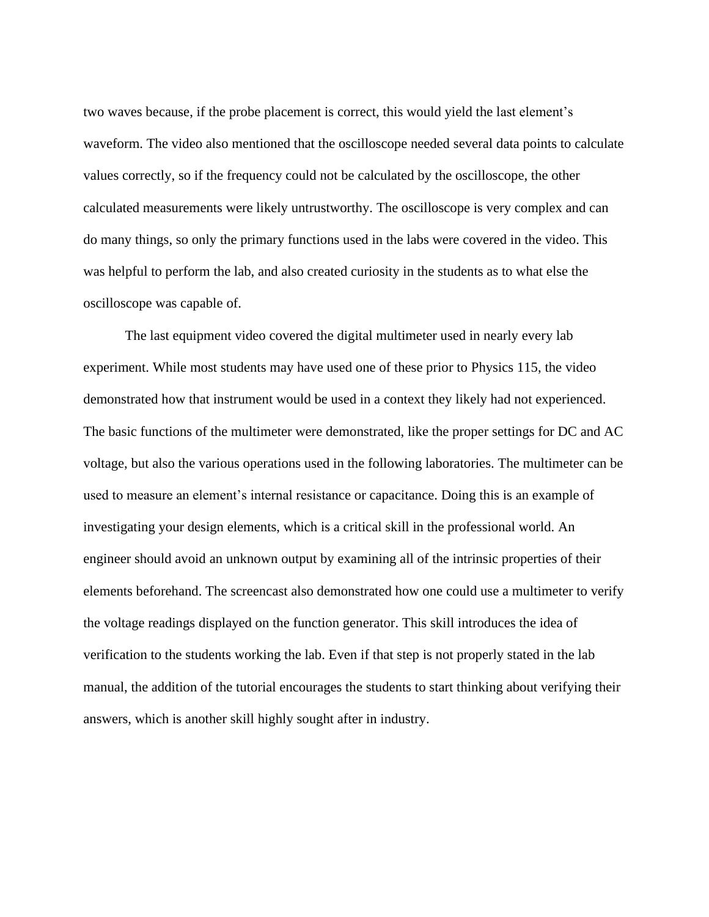two waves because, if the probe placement is correct, this would yield the last element's waveform. The video also mentioned that the oscilloscope needed several data points to calculate values correctly, so if the frequency could not be calculated by the oscilloscope, the other calculated measurements were likely untrustworthy. The oscilloscope is very complex and can do many things, so only the primary functions used in the labs were covered in the video. This was helpful to perform the lab, and also created curiosity in the students as to what else the oscilloscope was capable of.

The last equipment video covered the digital multimeter used in nearly every lab experiment. While most students may have used one of these prior to Physics 115, the video demonstrated how that instrument would be used in a context they likely had not experienced. The basic functions of the multimeter were demonstrated, like the proper settings for DC and AC voltage, but also the various operations used in the following laboratories. The multimeter can be used to measure an element's internal resistance or capacitance. Doing this is an example of investigating your design elements, which is a critical skill in the professional world. An engineer should avoid an unknown output by examining all of the intrinsic properties of their elements beforehand. The screencast also demonstrated how one could use a multimeter to verify the voltage readings displayed on the function generator. This skill introduces the idea of verification to the students working the lab. Even if that step is not properly stated in the lab manual, the addition of the tutorial encourages the students to start thinking about verifying their answers, which is another skill highly sought after in industry.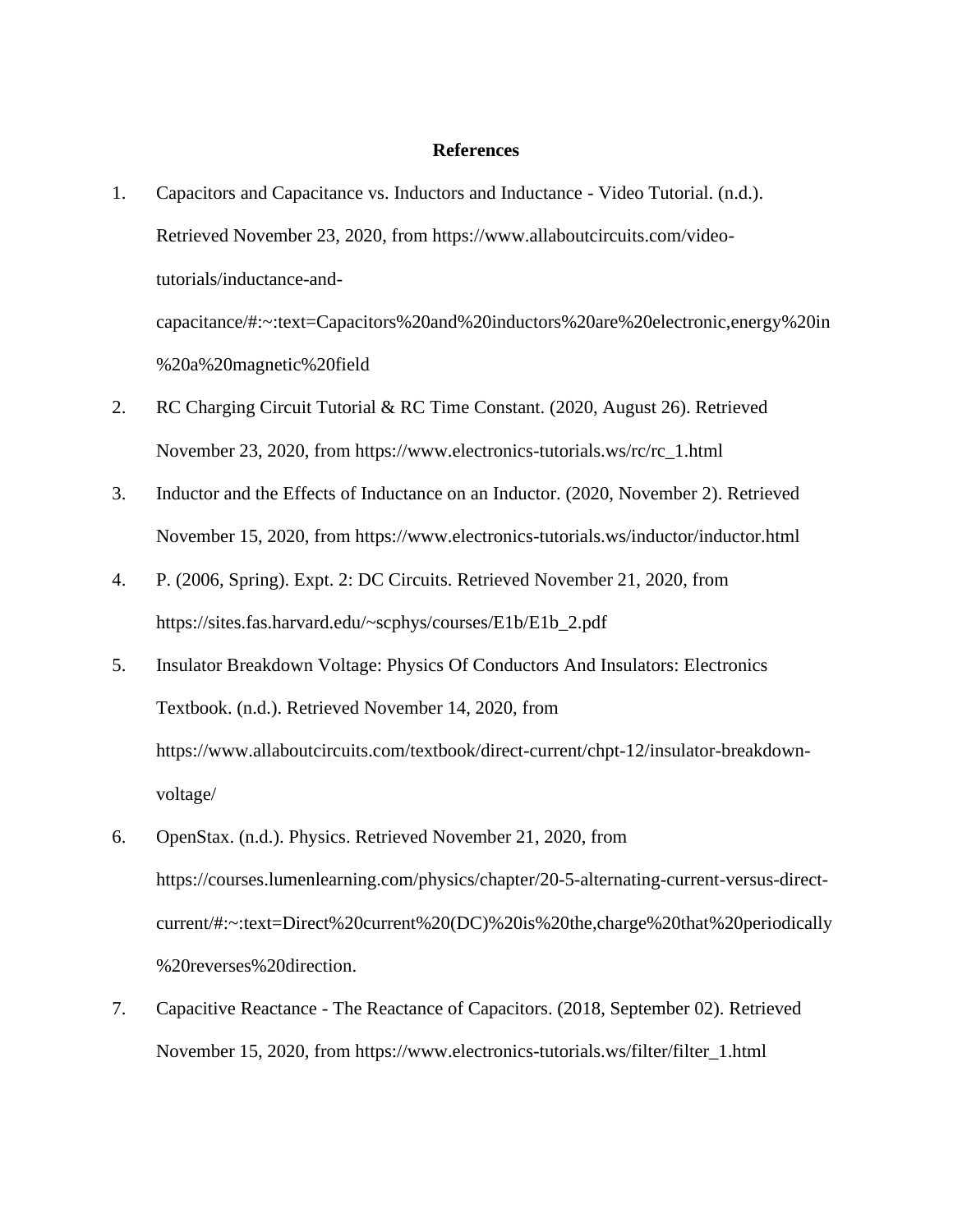**References**

1. Capacitors and Capacitance vs. Inductors and Inductance - Video Tutorial. (n.d.). Retrieved November 23, 2020, from https://www.allaboutcircuits.com/video-tutorials/inductance-and-capacitance/#:~:text=Capacitors%20and%20inductors%20are%20electronic,energy%20in%20a%20magnetic%20field
2. RC Charging Circuit Tutorial & RC Time Constant. (2020, August 26). Retrieved November 23, 2020, from https://www.electronics-tutorials.ws/rc/rc_1.html
3. Inductor and the Effects of Inductance on an Inductor. (2020, November 2). Retrieved November 15, 2020, from https://www.electronics-tutorials.ws/inductor/inductor.html
4. P. (2006, Spring). Expt. 2: DC Circuits. Retrieved November 21, 2020, from https://sites.fas.harvard.edu/~scphys/courses/E1b/E1b_2.pdf
5. Insulator Breakdown Voltage: Physics Of Conductors And Insulators: Electronics Textbook. (n.d.). Retrieved November 14, 2020, from https://www.allaboutcircuits.com/textbook/direct-current/chpt-12/insulator-breakdown-voltage/
6. OpenStax. (n.d.). Physics. Retrieved November 21, 2020, from https://courses.lumenlearning.com/physics/chapter/20-5-alternating-current-versus-direct-current/#:~:text=Direct%20current%20(DC)%20is%20the,charge%20that%20periodically%20reverses%20direction.
7. Capacitive Reactance - The Reactance of Capacitors. (2018, September 02). Retrieved November 15, 2020, from https://www.electronics-tutorials.ws/filter/filter_1.html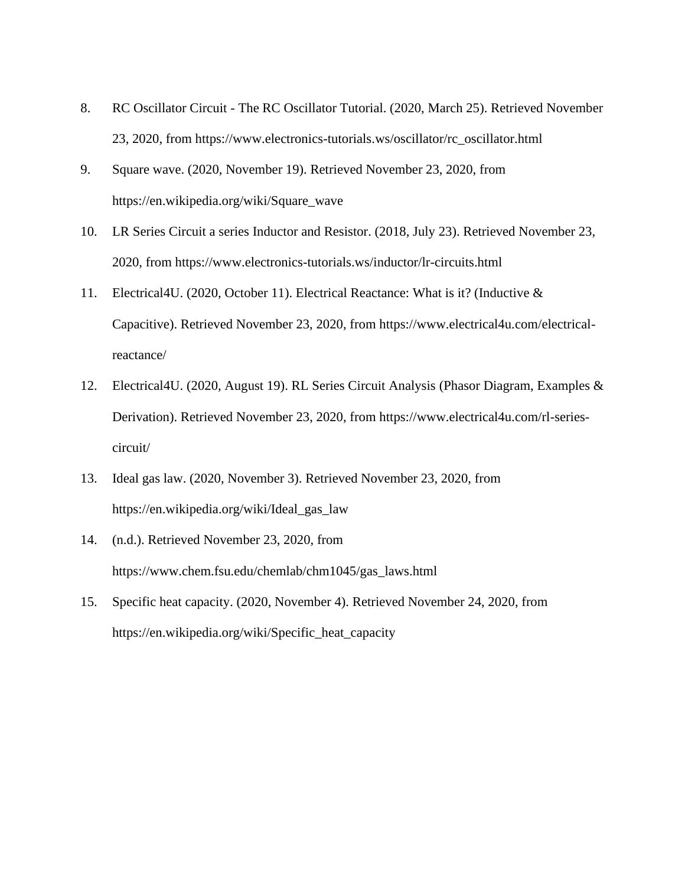8. RC Oscillator Circuit - The RC Oscillator Tutorial. (2020, March 25). Retrieved November 23, 2020, from https://www.electronics-tutorials.ws/oscillator/rc_oscillator.html
9. Square wave. (2020, November 19). Retrieved November 23, 2020, from https://en.wikipedia.org/wiki/Square_wave
10. LR Series Circuit a series Inductor and Resistor. (2018, July 23). Retrieved November 23, 2020, from https://www.electronics-tutorials.ws/inductor/lr-circuits.html
11. Electrical4U. (2020, October 11). Electrical Reactance: What is it? (Inductive & Capacitive). Retrieved November 23, 2020, from https://www.electrical4u.com/electrical-reactance/
12. Electrical4U. (2020, August 19). RL Series Circuit Analysis (Phasor Diagram, Examples & Derivation). Retrieved November 23, 2020, from https://www.electrical4u.com/rl-series-circuit/
13. Ideal gas law. (2020, November 3). Retrieved November 23, 2020, from https://en.wikipedia.org/wiki/Ideal_gas_law
14. (n.d.). Retrieved November 23, 2020, from https://www.chem.fsu.edu/chemlab/chm1045/gas_laws.html
15. Specific heat capacity. (2020, November 4). Retrieved November 24, 2020, from https://en.wikipedia.org/wiki/Specific_heat_capacity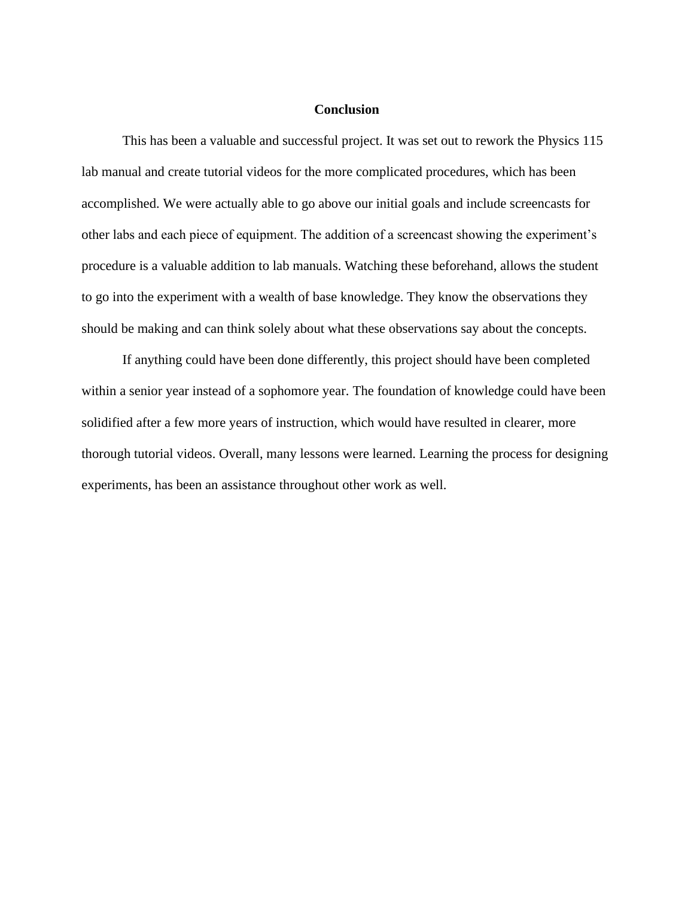## Conclusion

This has been a valuable and successful project. It was set out to rework the Physics 115 lab manual and create tutorial videos for the more complicated procedures, which has been accomplished. We were actually able to go above our initial goals and include screencasts for other labs and each piece of equipment. The addition of a screencast showing the experiment's procedure is a valuable addition to lab manuals. Watching these beforehand, allows the student to go into the experiment with a wealth of base knowledge. They know the observations they should be making and can think solely about what these observations say about the concepts.

If anything could have been done differently, this project should have been completed within a senior year instead of a sophomore year. The foundation of knowledge could have been solidified after a few more years of instruction, which would have resulted in clearer, more thorough tutorial videos. Overall, many lessons were learned. Learning the process for designing experiments, has been an assistance throughout other work as well.